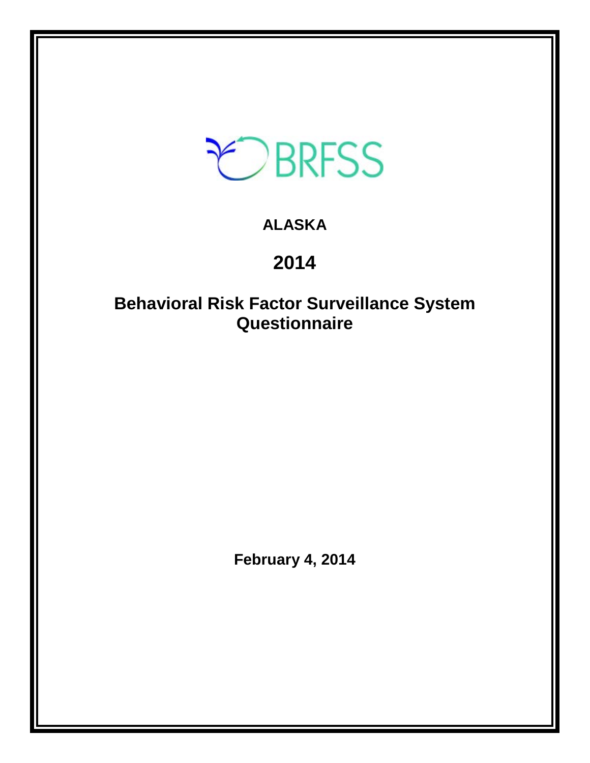BRFSS

**ALASKA**

# 2014

# Behavioral Risk Factor Surveillance System Questionnaire

**February 4, 2014**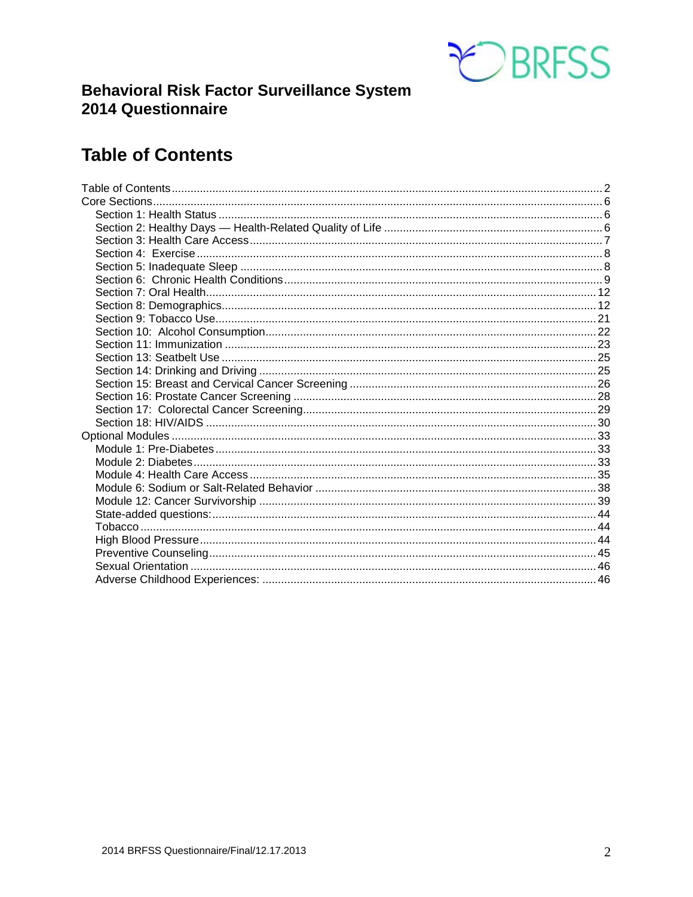**Behavioral Risk Factor Surveillance System**
**2014 Questionnaire**

# Table of Contents

- Table of Contents ..... 2
- Core Sections ..... 6
  - Section 1: Health Status ..... 6
  - Section 2: Healthy Days — Health-Related Quality of Life ..... 6
  - Section 3: Health Care Access ..... 7
  - Section 4: Exercise ..... 8
  - Section 5: Inadequate Sleep ..... 8
  - Section 6: Chronic Health Conditions ..... 9
  - Section 7: Oral Health ..... 12
  - Section 8: Demographics ..... 12
  - Section 9: Tobacco Use ..... 21
  - Section 10: Alcohol Consumption ..... 22
  - Section 11: Immunization ..... 23
  - Section 13: Seatbelt Use ..... 25
  - Section 14: Drinking and Driving ..... 25
  - Section 15: Breast and Cervical Cancer Screening ..... 26
  - Section 16: Prostate Cancer Screening ..... 28
  - Section 17: Colorectal Cancer Screening ..... 29
  - Section 18: HIV/AIDS ..... 30
- Optional Modules ..... 33
  - Module 1: Pre-Diabetes ..... 33
  - Module 2: Diabetes ..... 33
  - Module 4: Health Care Access ..... 35
  - Module 6: Sodium or Salt-Related Behavior ..... 38
  - Module 12: Cancer Survivorship ..... 39
  - State-added questions: ..... 44
  - Tobacco ..... 44
  - High Blood Pressure ..... 44
  - Preventive Counseling ..... 45
  - Sexual Orientation ..... 46
  - Adverse Childhood Experiences: ..... 46

2014 BRFSS Questionnaire/Final/12.17.2013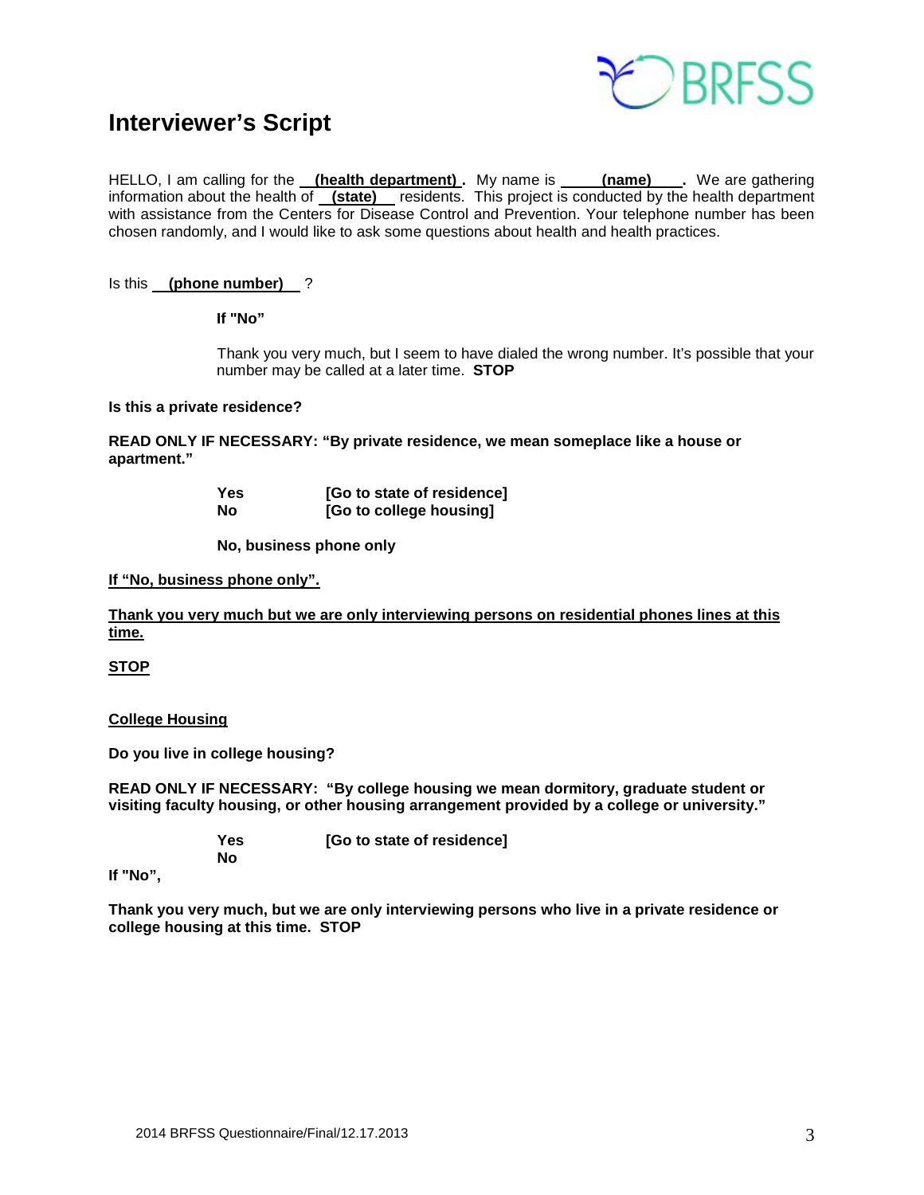# Interviewer's Script

HELLO, I am calling for the **(health department)**. My name is **(name)**. We are gathering information about the health of **(state)** residents. This project is conducted by the health department with assistance from the Centers for Disease Control and Prevention. Your telephone number has been chosen randomly, and I would like to ask some questions about health and health practices.

Is this **(phone number)** ?

**If "No"**

Thank you very much, but I seem to have dialed the wrong number. It's possible that your number may be called at a later time. **STOP**

**Is this a private residence?**

**READ ONLY IF NECESSARY: "By private residence, we mean someplace like a house or apartment."**

**Yes** **[Go to state of residence]**
**No** **[Go to college housing]**

**No, business phone only**

**If "No, business phone only".**

**Thank you very much but we are only interviewing persons on residential phones lines at this time.**

**STOP**

**College Housing**

**Do you live in college housing?**

**READ ONLY IF NECESSARY: "By college housing we mean dormitory, graduate student or visiting faculty housing, or other housing arrangement provided by a college or university."**

**Yes** **[Go to state of residence]**
**No**

**If "No",**

**Thank you very much, but we are only interviewing persons who live in a private residence or college housing at this time. STOP**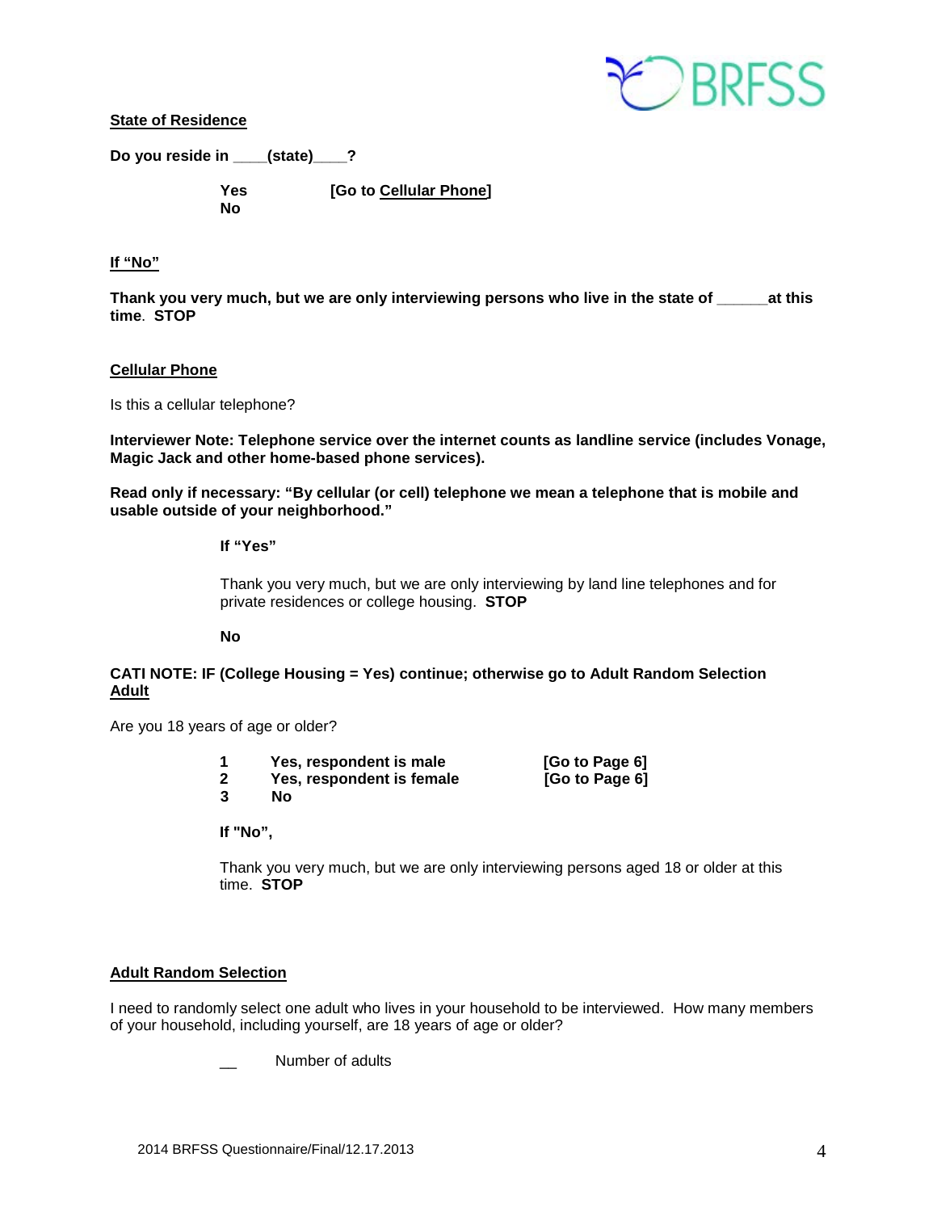**<u>State of Residence</u>**

**Do you reside in ____(state)____?**

**Yes** **[Go to <u>Cellular Phone</u>]**
**No**

**<u>If "No"</u>**

**Thank you very much, but we are only interviewing persons who live in the state of ______at this time. STOP**

**<u>Cellular Phone</u>**

Is this a cellular telephone?

**Interviewer Note: Telephone service over the internet counts as landline service (includes Vonage, Magic Jack and other home-based phone services).**

**Read only if necessary: "By cellular (or cell) telephone we mean a telephone that is mobile and usable outside of your neighborhood."**

**If "Yes"**

Thank you very much, but we are only interviewing by land line telephones and for private residences or college housing. **STOP**

**No**

**CATI NOTE: IF (College Housing = Yes) continue; otherwise go to Adult Random Selection**
**<u>Adult</u>**

Are you 18 years of age or older?

**1** **Yes, respondent is male** **[Go to Page 6]**
**2** **Yes, respondent is female** **[Go to Page 6]**
**3** **No**

**If "No",**

Thank you very much, but we are only interviewing persons aged 18 or older at this time. **STOP**

**<u>Adult Random Selection</u>**

I need to randomly select one adult who lives in your household to be interviewed. How many members of your household, including yourself, are 18 years of age or older?

__ Number of adults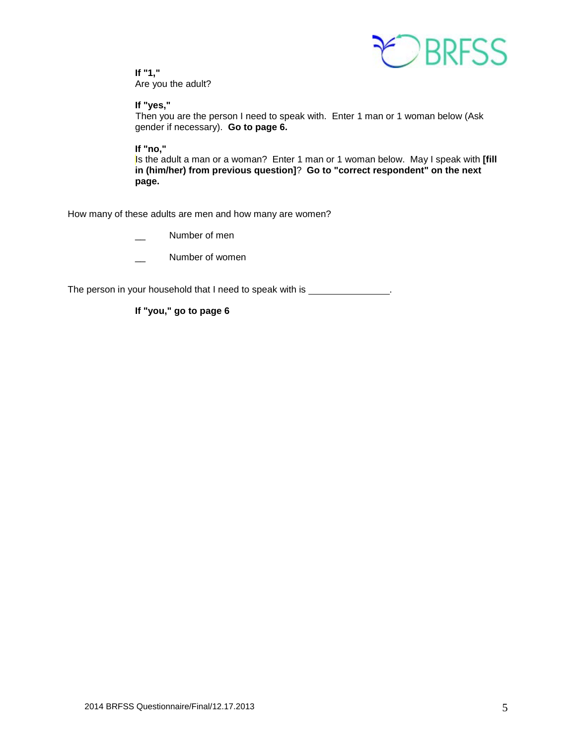**If "1,"**
Are you the adult?

**If "yes,"**
Then you are the person I need to speak with. Enter 1 man or 1 woman below (Ask gender if necessary). **Go to page 6.**

**If "no,"**
Is the adult a man or a woman? Enter 1 man or 1 woman below. May I speak with **[fill in (him/her) from previous question]**? **Go to "correct respondent" on the next page.**

How many of these adults are men and how many are women?

__ Number of men

__ Number of women

The person in your household that I need to speak with is _______________.

**If "you," go to page 6**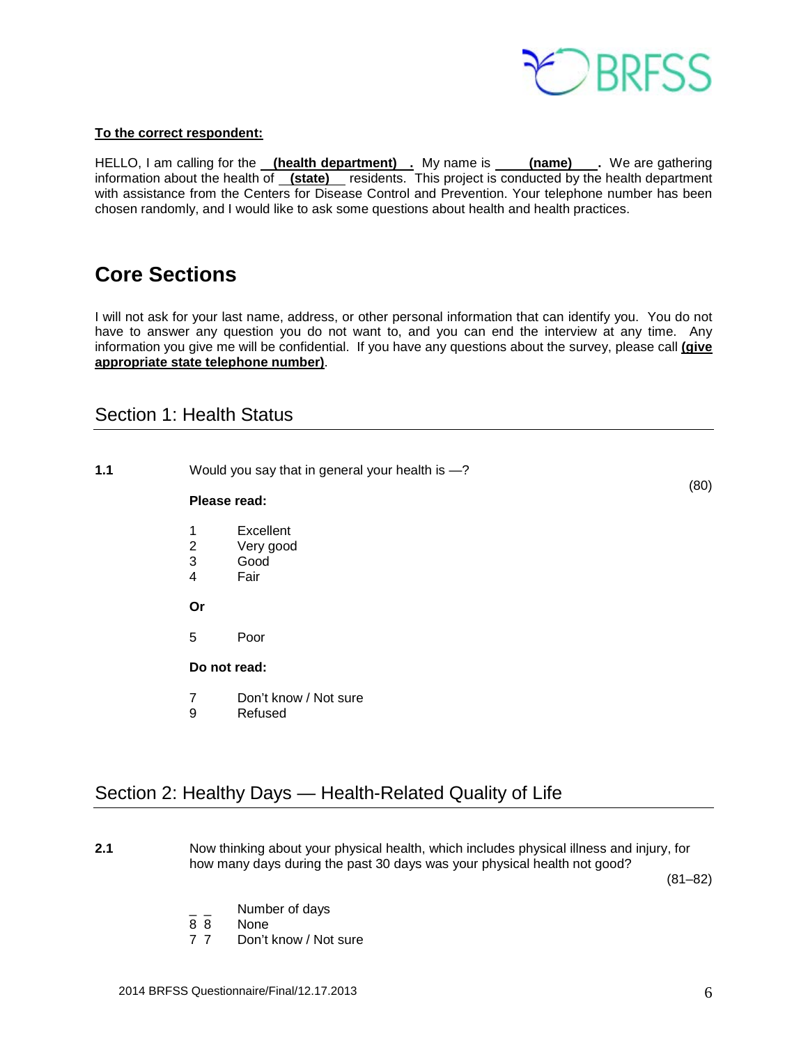**To the correct respondent:**

HELLO, I am calling for the **(health department)** . My name is **(name)** . We are gathering information about the health of **(state)** residents. This project is conducted by the health department with assistance from the Centers for Disease Control and Prevention. Your telephone number has been chosen randomly, and I would like to ask some questions about health and health practices.

# Core Sections

I will not ask for your last name, address, or other personal information that can identify you. You do not have to answer any question you do not want to, and you can end the interview at any time. Any information you give me will be confidential. If you have any questions about the survey, please call **(give appropriate state telephone number)**.

## Section 1: Health Status

**1.1** Would you say that in general your health is —? (80)

**Please read:**

1 Excellent
2 Very good
3 Good
4 Fair

**Or**

5 Poor

**Do not read:**

7 Don't know / Not sure
9 Refused

## Section 2: Healthy Days — Health-Related Quality of Life

**2.1** Now thinking about your physical health, which includes physical illness and injury, for how many days during the past 30 days was your physical health not good? (81–82)

_ _ Number of days
8 8 None
7 7 Don't know / Not sure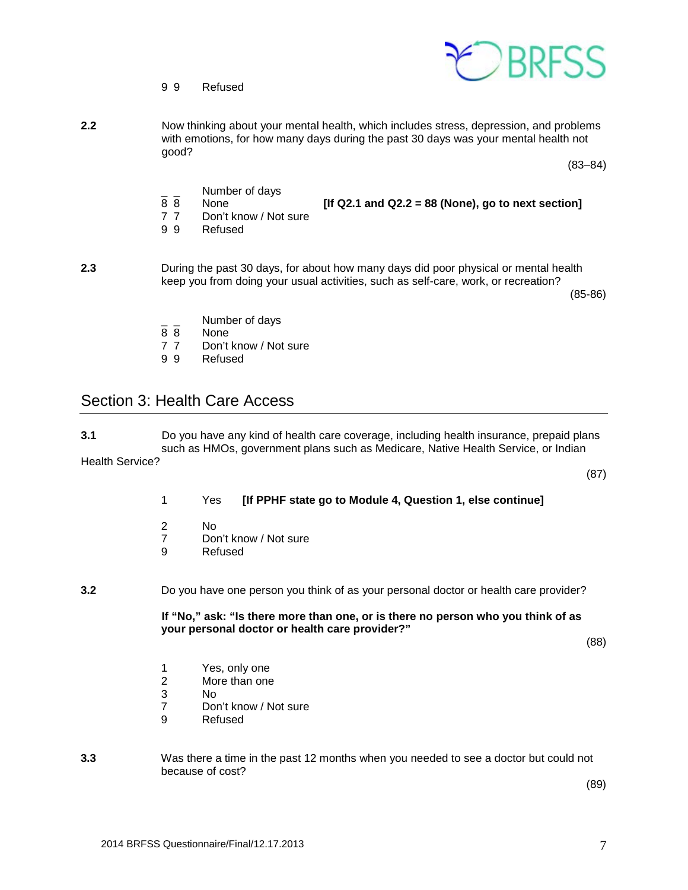9 9 Refused

**2.2** Now thinking about your mental health, which includes stress, depression, and problems with emotions, for how many days during the past 30 days was your mental health not good?

(83–84)

_ _ Number of days
8 8 None **[If Q2.1 and Q2.2 = 88 (None), go to next section]**
7 7 Don't know / Not sure
9 9 Refused

**2.3** During the past 30 days, for about how many days did poor physical or mental health keep you from doing your usual activities, such as self-care, work, or recreation?

(85-86)

_ _ Number of days
8 8 None
7 7 Don't know / Not sure
9 9 Refused

## Section 3: Health Care Access

**3.1** Do you have any kind of health care coverage, including health insurance, prepaid plans such as HMOs, government plans such as Medicare, Native Health Service, or Indian Health Service?

(87)

1 Yes **[If PPHF state go to Module 4, Question 1, else continue]**

2 No
7 Don't know / Not sure
9 Refused

**3.2** Do you have one person you think of as your personal doctor or health care provider?

**If "No," ask: "Is there more than one, or is there no person who you think of as your personal doctor or health care provider?"**

(88)

1 Yes, only one
2 More than one
3 No
7 Don't know / Not sure
9 Refused

**3.3** Was there a time in the past 12 months when you needed to see a doctor but could not because of cost?

(89)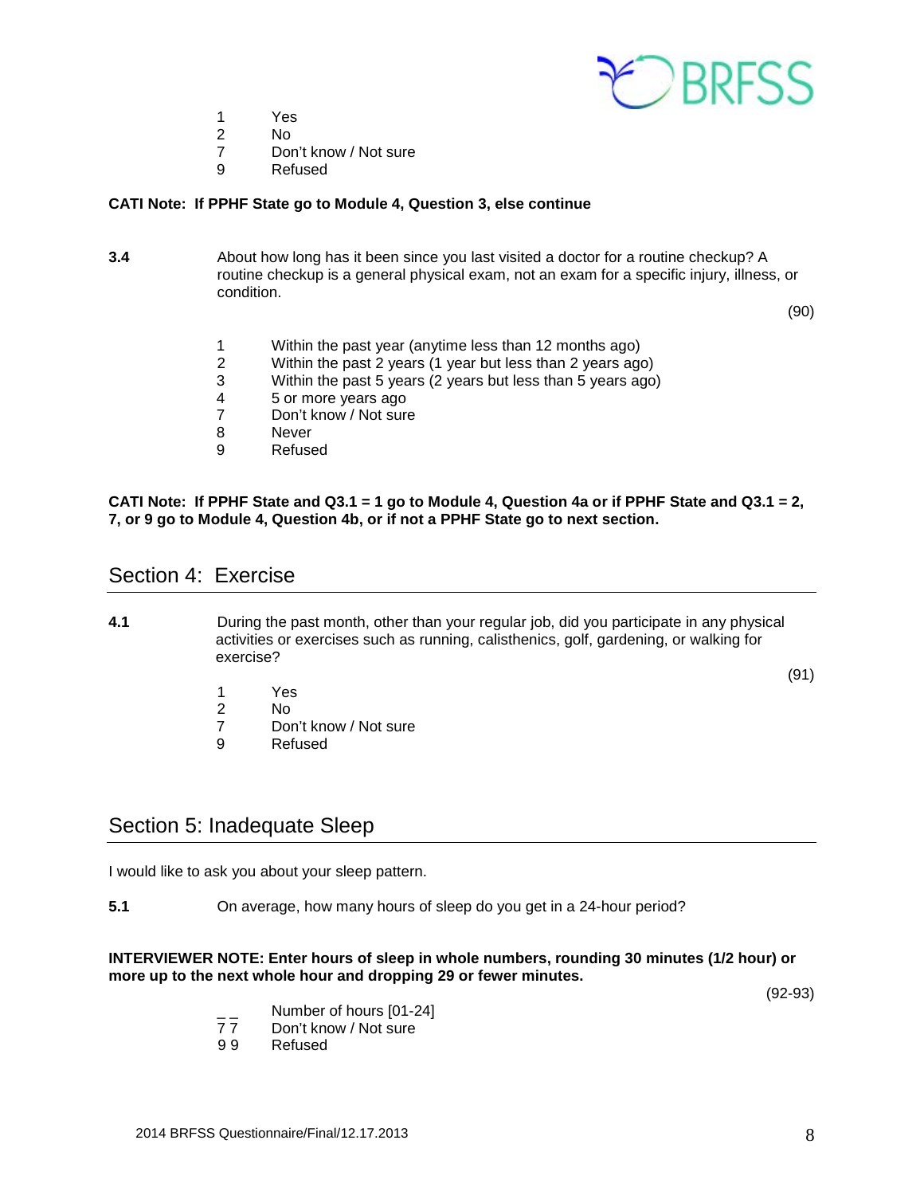1 Yes
2 No
7 Don't know / Not sure
9 Refused

**CATI Note: If PPHF State go to Module 4, Question 3, else continue**

**3.4** About how long has it been since you last visited a doctor for a routine checkup? A routine checkup is a general physical exam, not an exam for a specific injury, illness, or condition.

(90)

1 Within the past year (anytime less than 12 months ago)
2 Within the past 2 years (1 year but less than 2 years ago)
3 Within the past 5 years (2 years but less than 5 years ago)
4 5 or more years ago
7 Don't know / Not sure
8 Never
9 Refused

**CATI Note: If PPHF State and Q3.1 = 1 go to Module 4, Question 4a or if PPHF State and Q3.1 = 2, 7, or 9 go to Module 4, Question 4b, or if not a PPHF State go to next section.**

## Section 4: Exercise

**4.1** During the past month, other than your regular job, did you participate in any physical activities or exercises such as running, calisthenics, golf, gardening, or walking for exercise?

(91)

1 Yes
2 No
7 Don't know / Not sure
9 Refused

## Section 5: Inadequate Sleep

I would like to ask you about your sleep pattern.

**5.1** On average, how many hours of sleep do you get in a 24-hour period?

**INTERVIEWER NOTE: Enter hours of sleep in whole numbers, rounding 30 minutes (1/2 hour) or more up to the next whole hour and dropping 29 or fewer minutes.**

(92-93)

_ _ Number of hours [01-24]
7 7 Don't know / Not sure
9 9 Refused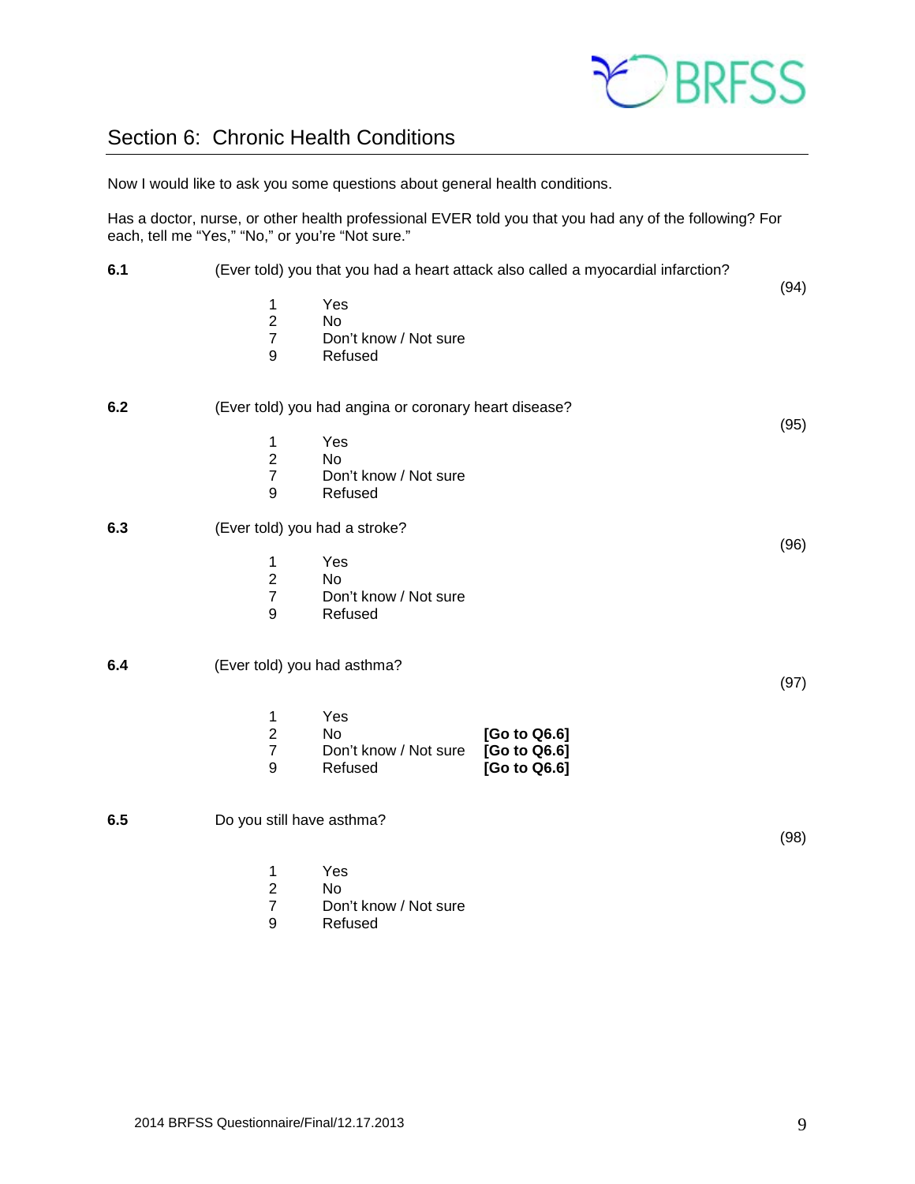## Section 6: Chronic Health Conditions

Now I would like to ask you some questions about general health conditions.

Has a doctor, nurse, or other health professional EVER told you that you had any of the following? For each, tell me "Yes," "No," or you're "Not sure."

**6.1** (Ever told) you that you had a heart attack also called a myocardial infarction? (94)

1 Yes
2 No
7 Don't know / Not sure
9 Refused

**6.2** (Ever told) you had angina or coronary heart disease? (95)

1 Yes
2 No
7 Don't know / Not sure
9 Refused

**6.3** (Ever told) you had a stroke? (96)

1 Yes
2 No
7 Don't know / Not sure
9 Refused

**6.4** (Ever told) you had asthma? (97)

1 Yes
2 No **[Go to Q6.6]**
7 Don't know / Not sure **[Go to Q6.6]**
9 Refused **[Go to Q6.6]**

**6.5** Do you still have asthma? (98)

1 Yes
2 No
7 Don't know / Not sure
9 Refused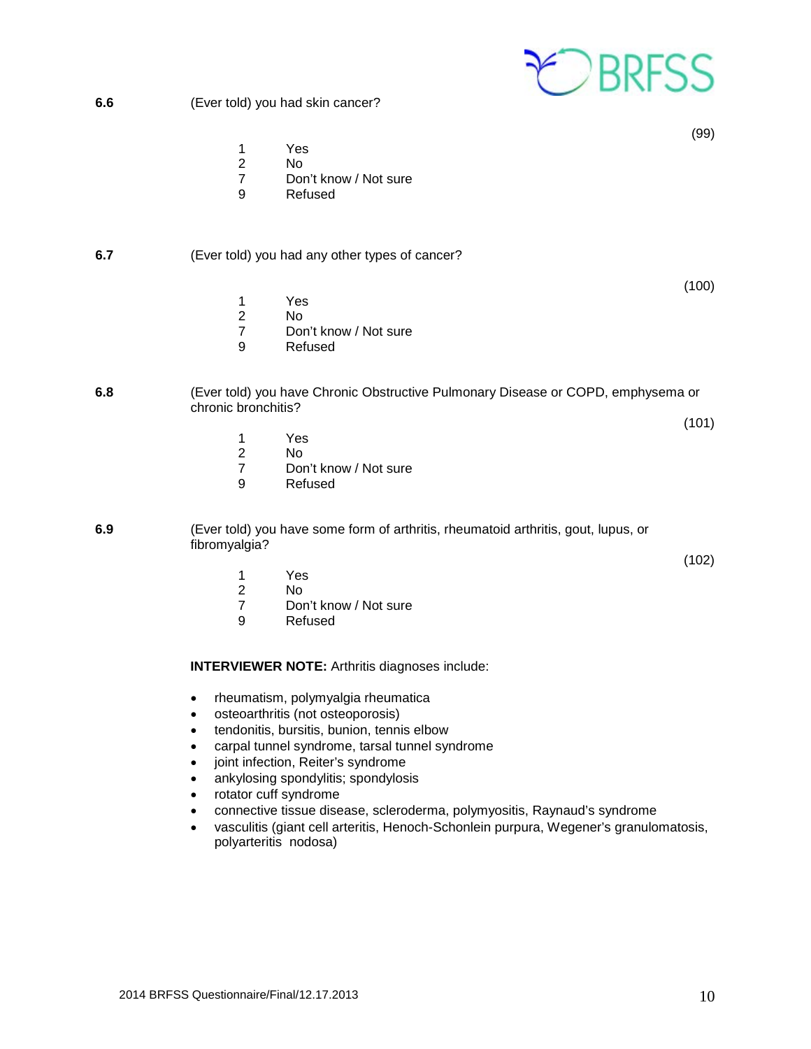**6.6** (Ever told) you had skin cancer?

(99)

1 Yes
2 No
7 Don't know / Not sure
9 Refused

**6.7** (Ever told) you had any other types of cancer?

(100)

1 Yes
2 No
7 Don't know / Not sure
9 Refused

**6.8** (Ever told) you have Chronic Obstructive Pulmonary Disease or COPD, emphysema or chronic bronchitis?

(101)

1 Yes
2 No
7 Don't know / Not sure
9 Refused

**6.9** (Ever told) you have some form of arthritis, rheumatoid arthritis, gout, lupus, or fibromyalgia?

(102)

1 Yes
2 No
7 Don't know / Not sure
9 Refused

**INTERVIEWER NOTE:** Arthritis diagnoses include:

- rheumatism, polymyalgia rheumatica
- osteoarthritis (not osteoporosis)
- tendonitis, bursitis, bunion, tennis elbow
- carpal tunnel syndrome, tarsal tunnel syndrome
- joint infection, Reiter's syndrome
- ankylosing spondylitis; spondylosis
- rotator cuff syndrome
- connective tissue disease, scleroderma, polymyositis, Raynaud's syndrome
- vasculitis (giant cell arteritis, Henoch-Schonlein purpura, Wegener's granulomatosis, polyarteritis nodosa)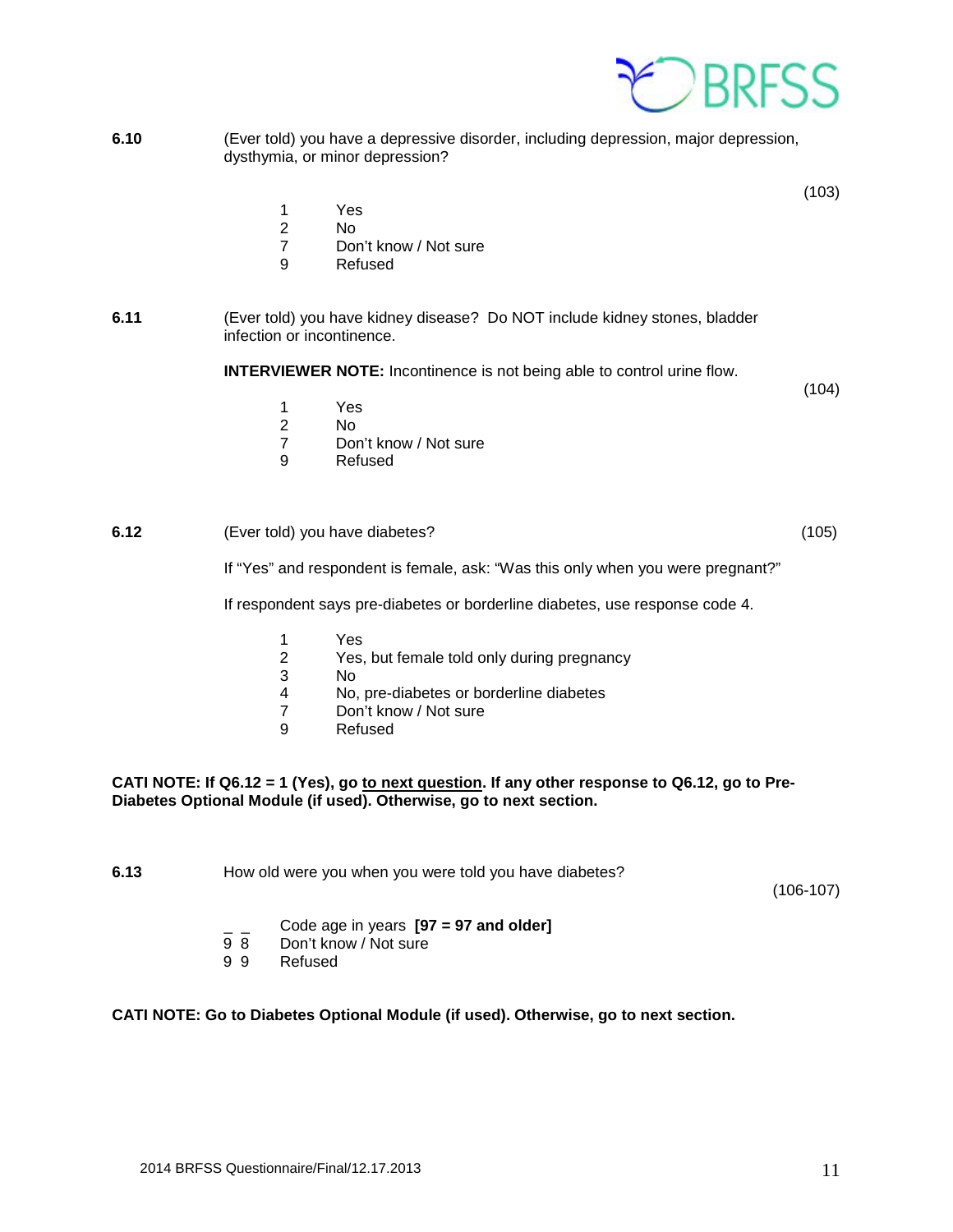**6.10** (Ever told) you have a depressive disorder, including depression, major depression, dysthymia, or minor depression?

(103)

1 Yes
2 No
7 Don't know / Not sure
9 Refused

**6.11** (Ever told) you have kidney disease? Do NOT include kidney stones, bladder infection or incontinence.

**INTERVIEWER NOTE:** Incontinence is not being able to control urine flow.

(104)

1 Yes
2 No
7 Don't know / Not sure
9 Refused

**6.12** (Ever told) you have diabetes? (105)

If "Yes" and respondent is female, ask: "Was this only when you were pregnant?"

If respondent says pre-diabetes or borderline diabetes, use response code 4.

1 Yes
2 Yes, but female told only during pregnancy
3 No
4 No, pre-diabetes or borderline diabetes
7 Don't know / Not sure
9 Refused

**CATI NOTE: If Q6.12 = 1 (Yes), go to <u>next question</u>. If any other response to Q6.12, go to Pre-Diabetes Optional Module (if used). Otherwise, go to next section.**

**6.13** How old were you when you were told you have diabetes?

(106-107)

_ _ Code age in years **[97 = 97 and older]**
9 8 Don't know / Not sure
9 9 Refused

**CATI NOTE: Go to Diabetes Optional Module (if used). Otherwise, go to next section.**

2014 BRFSS Questionnaire/Final/12.17.2013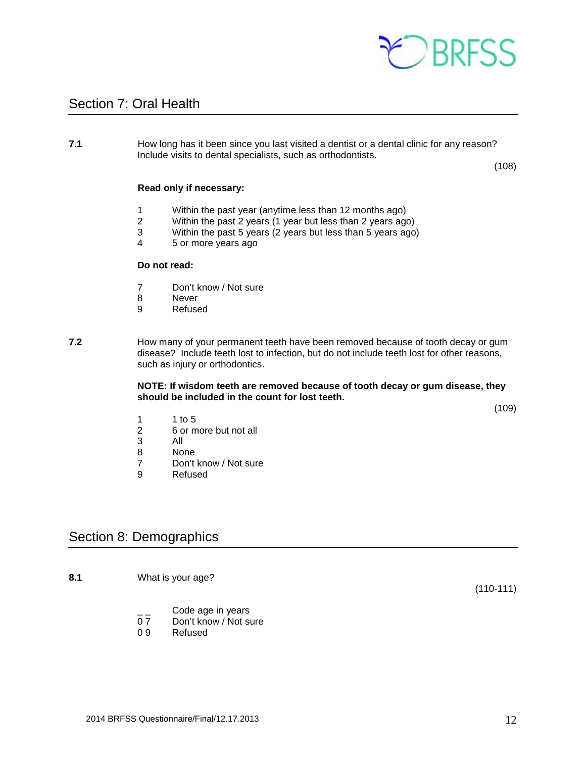## Section 7: Oral Health

**7.1** How long has it been since you last visited a dentist or a dental clinic for any reason? Include visits to dental specialists, such as orthodontists.

(108)

**Read only if necessary:**

1 Within the past year (anytime less than 12 months ago)
2 Within the past 2 years (1 year but less than 2 years ago)
3 Within the past 5 years (2 years but less than 5 years ago)
4 5 or more years ago

**Do not read:**

7 Don't know / Not sure
8 Never
9 Refused

**7.2** How many of your permanent teeth have been removed because of tooth decay or gum disease? Include teeth lost to infection, but do not include teeth lost for other reasons, such as injury or orthodontics.

**NOTE: If wisdom teeth are removed because of tooth decay or gum disease, they should be included in the count for lost teeth.**

(109)

1 1 to 5
2 6 or more but not all
3 All
8 None
7 Don't know / Not sure
9 Refused

## Section 8: Demographics

**8.1** What is your age?

(110-111)

_ _ Code age in years
0 7 Don't know / Not sure
0 9 Refused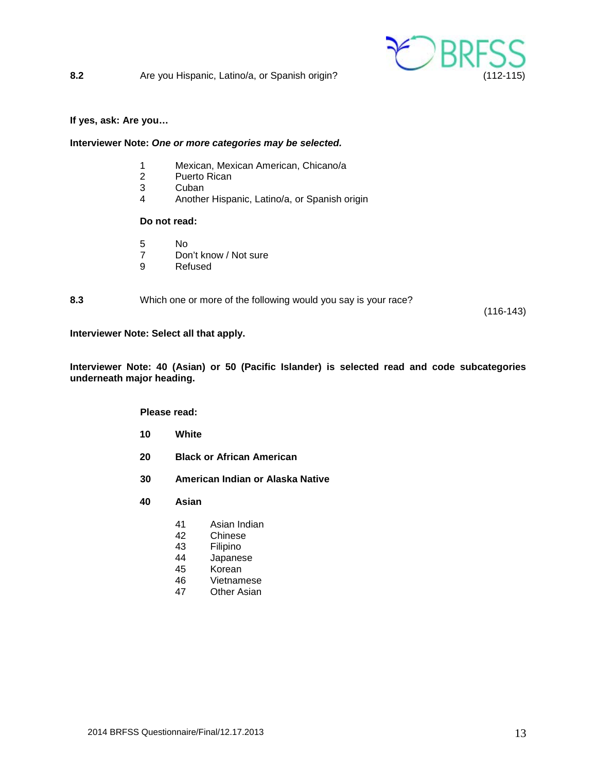**8.2** Are you Hispanic, Latino/a, or Spanish origin? (112-115)

**If yes, ask: Are you…**

**Interviewer Note:** ***One or more categories may be selected.***

1 Mexican, Mexican American, Chicano/a
2 Puerto Rican
3 Cuban
4 Another Hispanic, Latino/a, or Spanish origin

**Do not read:**

5 No
7 Don't know / Not sure
9 Refused

**8.3** Which one or more of the following would you say is your race? (116-143)

**Interviewer Note: Select all that apply.**

**Interviewer Note: 40 (Asian) or 50 (Pacific Islander) is selected read and code subcategories underneath major heading.**

**Please read:**

**10 White**

**20 Black or African American**

**30 American Indian or Alaska Native**

**40 Asian**

41 Asian Indian
42 Chinese
43 Filipino
44 Japanese
45 Korean
46 Vietnamese
47 Other Asian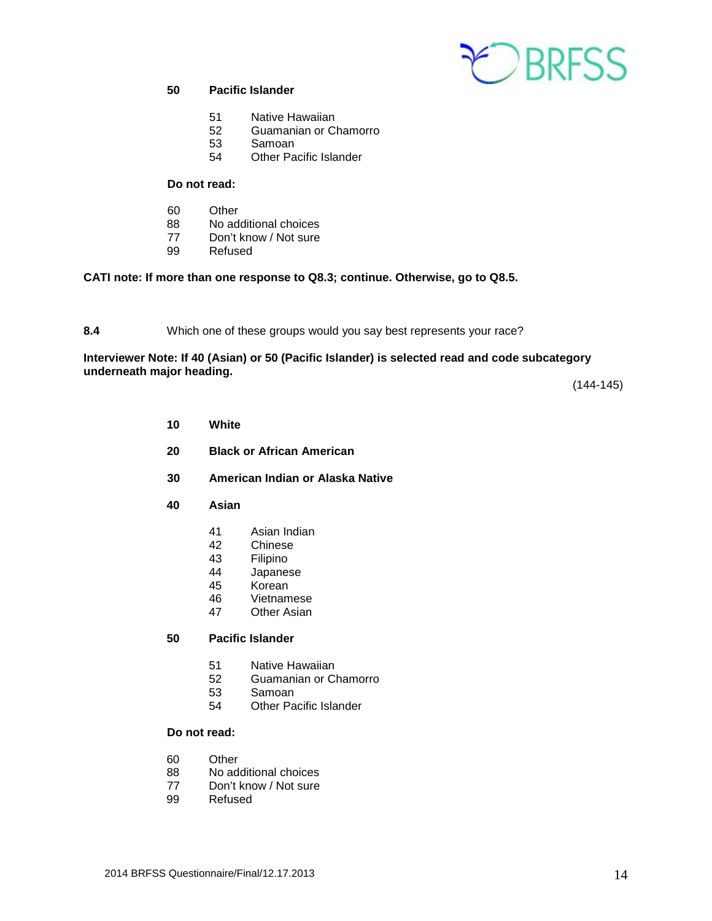**50 Pacific Islander**

- 51 Native Hawaiian
- 52 Guamanian or Chamorro
- 53 Samoan
- 54 Other Pacific Islander

**Do not read:**

- 60 Other
- 88 No additional choices
- 77 Don't know / Not sure
- 99 Refused

**CATI note: If more than one response to Q8.3; continue. Otherwise, go to Q8.5.**

**8.4** Which one of these groups would you say best represents your race?

**Interviewer Note: If 40 (Asian) or 50 (Pacific Islander) is selected read and code subcategory underneath major heading.**

(144-145)

**10 White**

**20 Black or African American**

**30 American Indian or Alaska Native**

**40 Asian**

- 41 Asian Indian
- 42 Chinese
- 43 Filipino
- 44 Japanese
- 45 Korean
- 46 Vietnamese
- 47 Other Asian

**50 Pacific Islander**

- 51 Native Hawaiian
- 52 Guamanian or Chamorro
- 53 Samoan
- 54 Other Pacific Islander

**Do not read:**

- 60 Other
- 88 No additional choices
- 77 Don't know / Not sure
- 99 Refused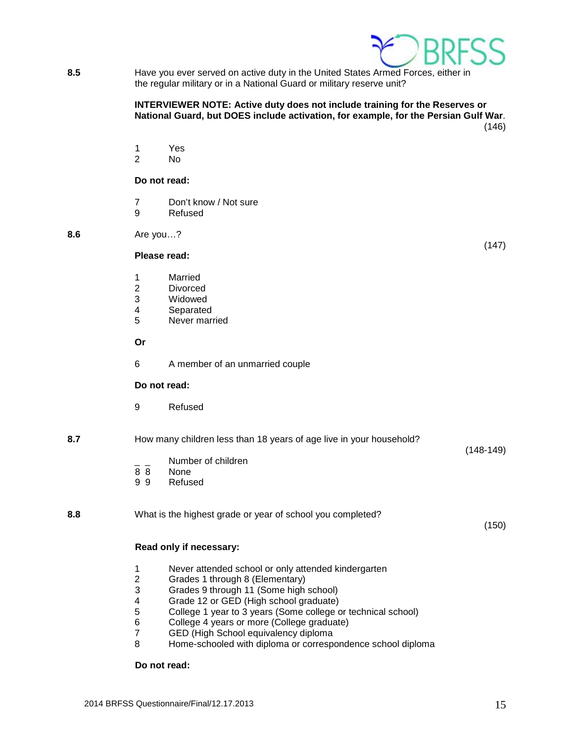**8.5** Have you ever served on active duty in the United States Armed Forces, either in the regular military or in a National Guard or military reserve unit?

**INTERVIEWER NOTE: Active duty does not include training for the Reserves or National Guard, but DOES include activation, for example, for the Persian Gulf War**.

(146)

1 Yes
2 No

**Do not read:**

7 Don't know / Not sure
9 Refused

**8.6** Are you…?

(147)

**Please read:**

1 Married
2 Divorced
3 Widowed
4 Separated
5 Never married

**Or**

6 A member of an unmarried couple

**Do not read:**

9 Refused

**8.7** How many children less than 18 years of age live in your household?

(148-149)

_ _ Number of children
8 8 None
9 9 Refused

**8.8** What is the highest grade or year of school you completed?

(150)

**Read only if necessary:**

1 Never attended school or only attended kindergarten
2 Grades 1 through 8 (Elementary)
3 Grades 9 through 11 (Some high school)
4 Grade 12 or GED (High school graduate)
5 College 1 year to 3 years (Some college or technical school)
6 College 4 years or more (College graduate)
7 GED (High School equivalency diploma
8 Home-schooled with diploma or correspondence school diploma

**Do not read:**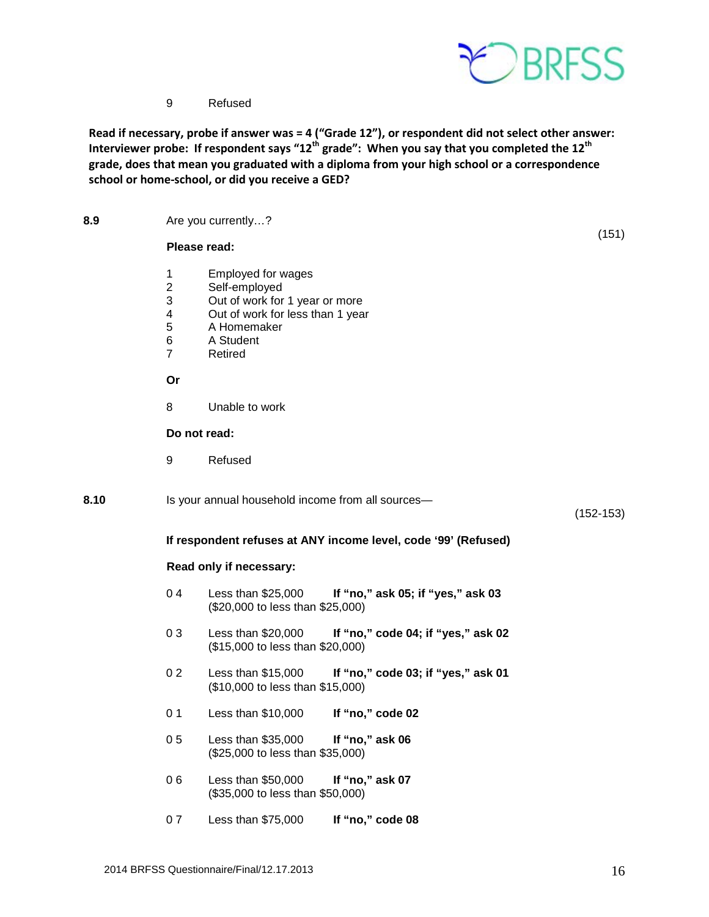9 Refused

**Read if necessary, probe if answer was = 4 ("Grade 12"), or respondent did not select other answer: Interviewer probe: If respondent says "12th grade": When you say that you completed the 12th grade, does that mean you graduated with a diploma from your high school or a correspondence school or home-school, or did you receive a GED?**

**8.9** Are you currently…? (151)

**Please read:**

1 Employed for wages
2 Self-employed
3 Out of work for 1 year or more
4 Out of work for less than 1 year
5 A Homemaker
6 A Student
7 Retired

**Or**

8 Unable to work

**Do not read:**

9 Refused

**8.10** Is your annual household income from all sources— (152-153)

**If respondent refuses at ANY income level, code '99' (Refused)**

**Read only if necessary:**

0 4 Less than $25,000 **If "no," ask 05; if "yes," ask 03**
($20,000 to less than $25,000)

0 3 Less than $20,000 **If "no," code 04; if "yes," ask 02**
($15,000 to less than $20,000)

0 2 Less than $15,000 **If "no," code 03; if "yes," ask 01**
($10,000 to less than $15,000)

0 1 Less than $10,000 **If "no," code 02**

0 5 Less than $35,000 **If "no," ask 06**
($25,000 to less than $35,000)

0 6 Less than $50,000 **If "no," ask 07**
($35,000 to less than $50,000)

0 7 Less than $75,000 **If "no," code 08**

2014 BRFSS Questionnaire/Final/12.17.2013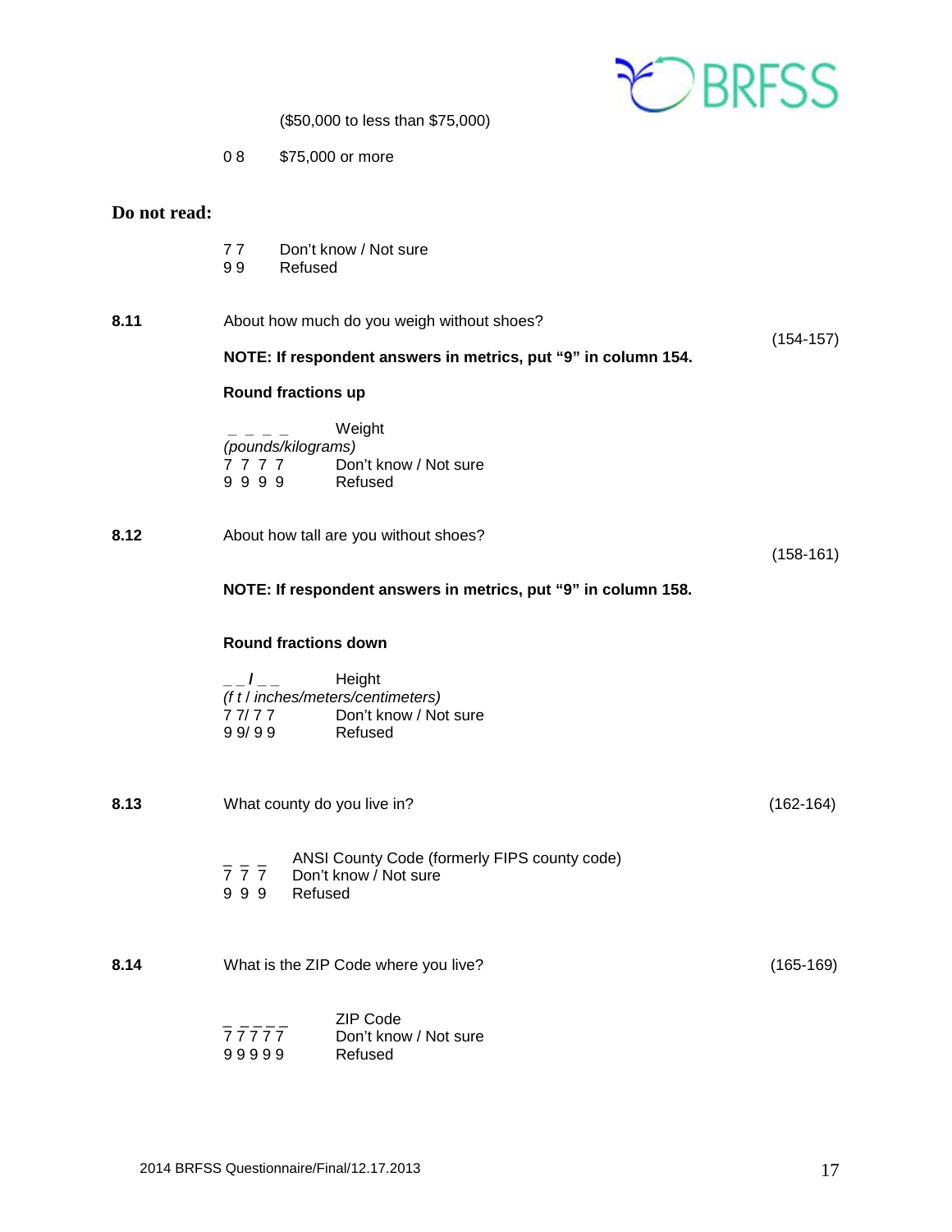($50,000 to less than $75,000)

0 8 $75,000 or more

**Do not read:**

7 7 Don't know / Not sure
9 9 Refused

**8.11** About how much do you weigh without shoes? (154-157)

**NOTE: If respondent answers in metrics, put "9" in column 154.**

**Round fractions up**

_ _ _ _ Weight
*(pounds/kilograms)*
7 7 7 7 Don't know / Not sure
9 9 9 9 Refused

**8.12** About how tall are you without shoes? (158-161)

**NOTE: If respondent answers in metrics, put "9" in column 158.**

**Round fractions down**

_ _ / _ _ Height
*(f t / inches/meters/centimeters)*
7 7/ 7 7 Don't know / Not sure
9 9/ 9 9 Refused

**8.13** What county do you live in? (162-164)

_ _ _ ANSI County Code (formerly FIPS county code)
7 7 7 Don't know / Not sure
9 9 9 Refused

**8.14** What is the ZIP Code where you live? (165-169)

_ _ _ _ _ ZIP Code
7 7 7 7 7 Don't know / Not sure
9 9 9 9 9 Refused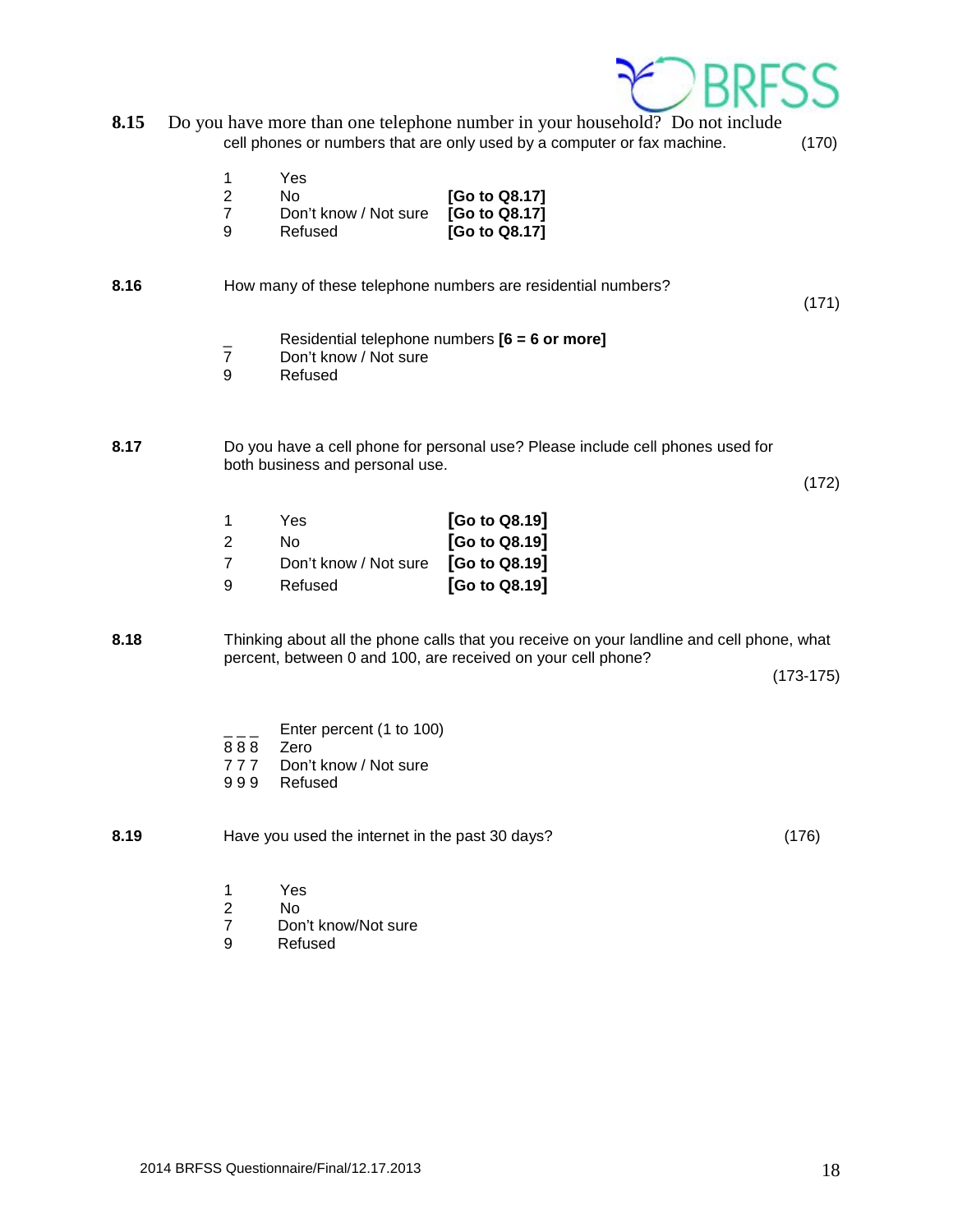**8.15** Do you have more than one telephone number in your household? Do not include cell phones or numbers that are only used by a computer or fax machine. (170)

| | | |
|---|---|---|
| 1 | Yes | |
| 2 | No | **[Go to Q8.17]** |
| 7 | Don't know / Not sure | **[Go to Q8.17]** |
| 9 | Refused | **[Go to Q8.17]** |

**8.16** How many of these telephone numbers are residential numbers? (171)

| | |
|---|---|
| _ | Residential telephone numbers **[6 = 6 or more]** |
| 7 | Don't know / Not sure |
| 9 | Refused |

**8.17** Do you have a cell phone for personal use? Please include cell phones used for both business and personal use. (172)

| | | |
|---|---|---|
| 1 | Yes | **[Go to Q8.19]** |
| 2 | No | **[Go to Q8.19]** |
| 7 | Don't know / Not sure | **[Go to Q8.19]** |
| 9 | Refused | **[Go to Q8.19]** |

**8.18** Thinking about all the phone calls that you receive on your landline and cell phone, what percent, between 0 and 100, are received on your cell phone? (173-175)

| | |
|---|---|
| _ _ _ | Enter percent (1 to 100) |
| 8 8 8 | Zero |
| 7 7 7 | Don't know / Not sure |
| 9 9 9 | Refused |

**8.19** Have you used the internet in the past 30 days? (176)

| | |
|---|---|
| 1 | Yes |
| 2 | No |
| 7 | Don't know/Not sure |
| 9 | Refused |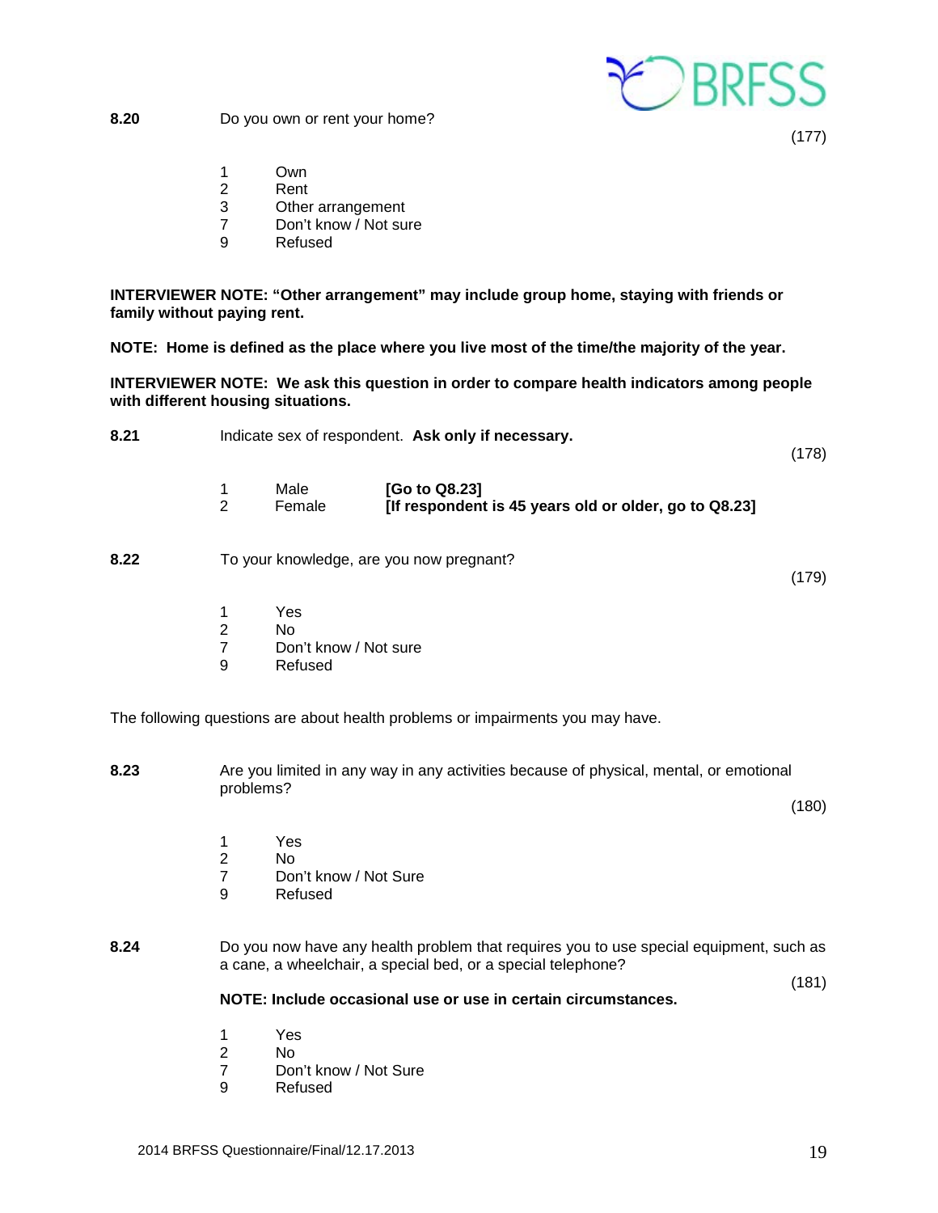**8.20** Do you own or rent your home?

(177)

1 Own
2 Rent
3 Other arrangement
7 Don't know / Not sure
9 Refused

**INTERVIEWER NOTE: "Other arrangement" may include group home, staying with friends or family without paying rent.**

**NOTE: Home is defined as the place where you live most of the time/the majority of the year.**

**INTERVIEWER NOTE: We ask this question in order to compare health indicators among people with different housing situations.**

**8.21** Indicate sex of respondent. **Ask only if necessary.**

(178)

1 Male **[Go to Q8.23]**
2 Female **[If respondent is 45 years old or older, go to Q8.23]**

**8.22** To your knowledge, are you now pregnant?

(179)

1 Yes
2 No
7 Don't know / Not sure
9 Refused

The following questions are about health problems or impairments you may have.

**8.23** Are you limited in any way in any activities because of physical, mental, or emotional problems?

(180)

1 Yes
2 No
7 Don't know / Not Sure
9 Refused

**8.24** Do you now have any health problem that requires you to use special equipment, such as a cane, a wheelchair, a special bed, or a special telephone?

(181)

**NOTE: Include occasional use or use in certain circumstances.**

1 Yes
2 No
7 Don't know / Not Sure
9 Refused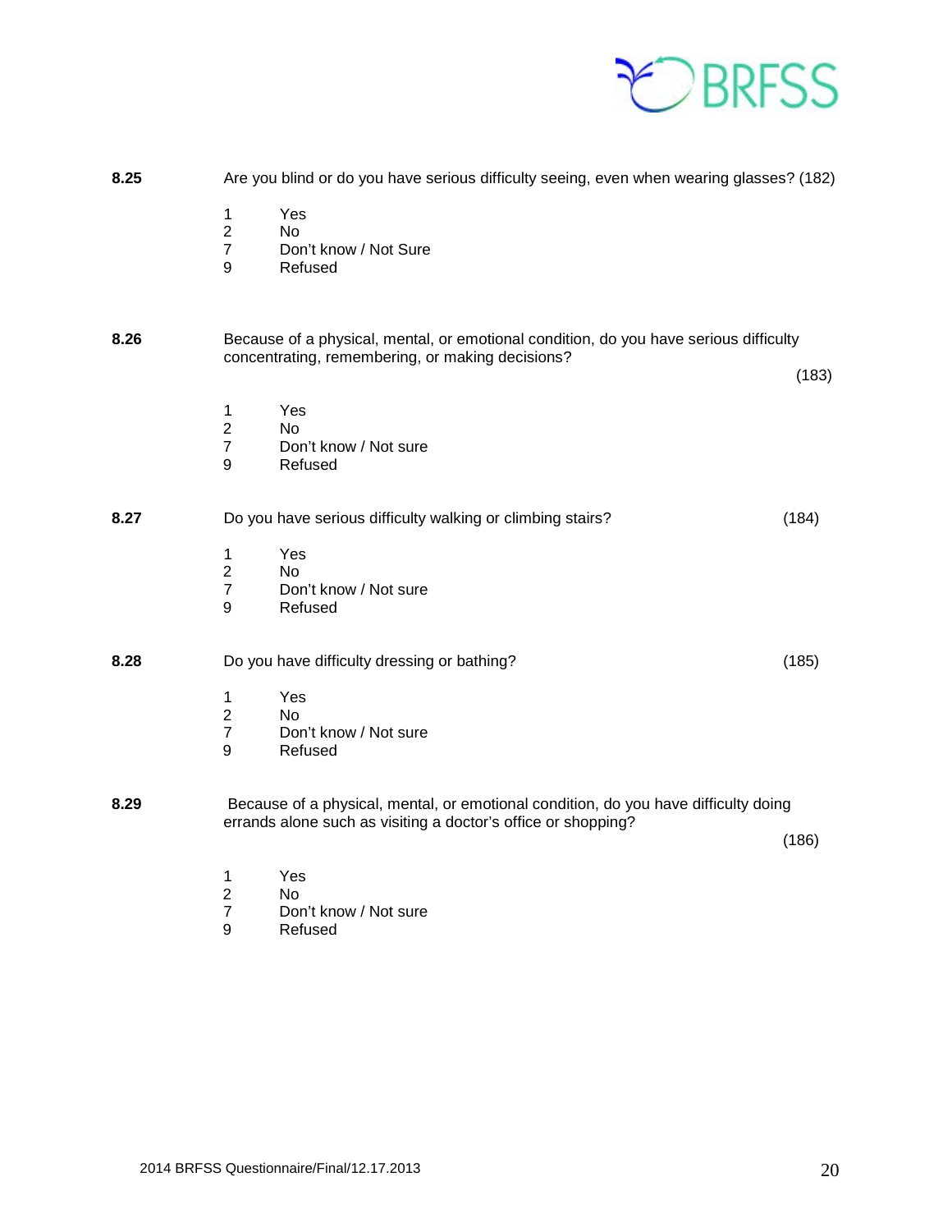**8.25** Are you blind or do you have serious difficulty seeing, even when wearing glasses? (182)

1 Yes
2 No
7 Don't know / Not Sure
9 Refused

**8.26** Because of a physical, mental, or emotional condition, do you have serious difficulty concentrating, remembering, or making decisions? (183)

1 Yes
2 No
7 Don't know / Not sure
9 Refused

**8.27** Do you have serious difficulty walking or climbing stairs? (184)

1 Yes
2 No
7 Don't know / Not sure
9 Refused

**8.28** Do you have difficulty dressing or bathing? (185)

1 Yes
2 No
7 Don't know / Not sure
9 Refused

**8.29** Because of a physical, mental, or emotional condition, do you have difficulty doing errands alone such as visiting a doctor's office or shopping? (186)

1 Yes
2 No
7 Don't know / Not sure
9 Refused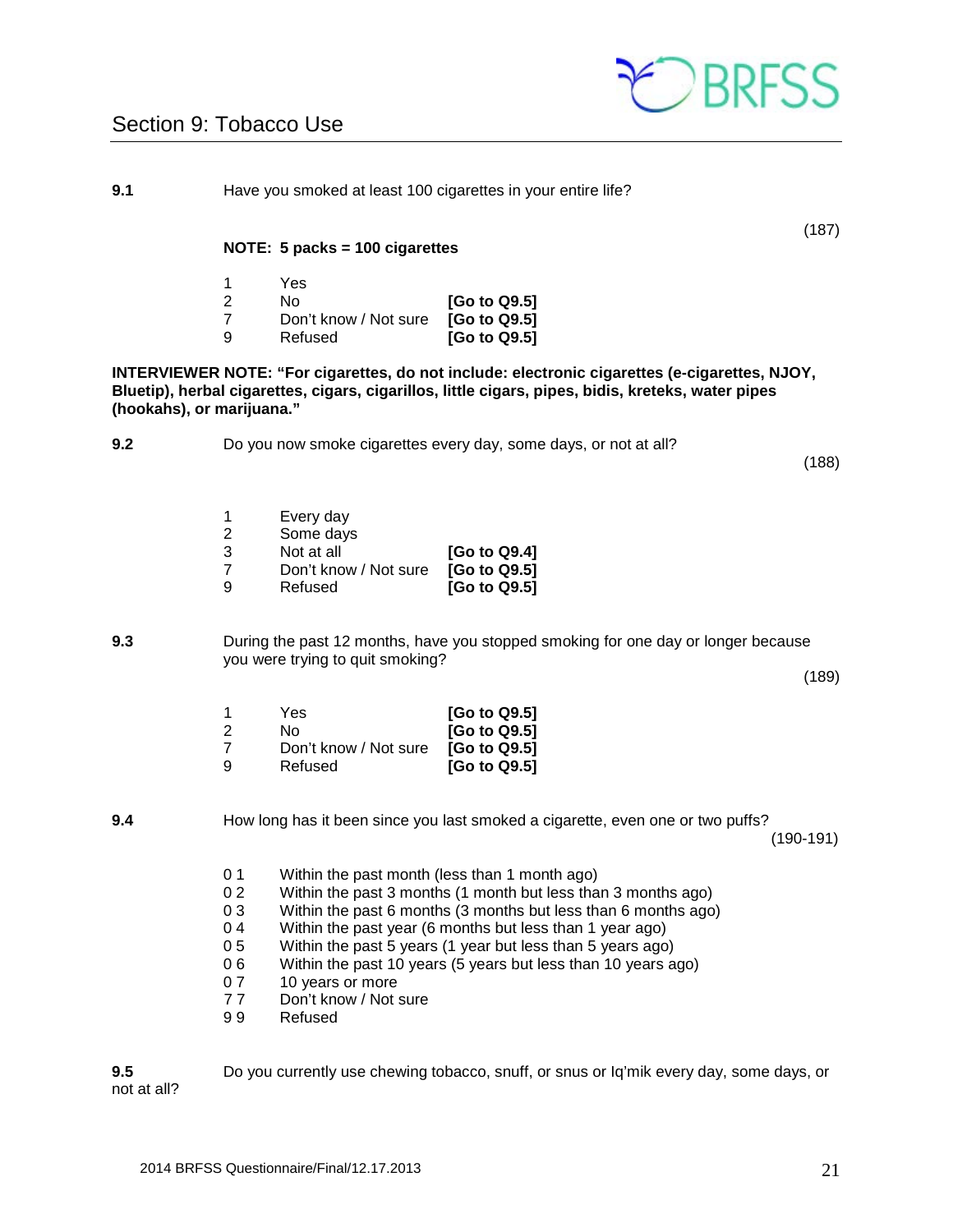## Section 9: Tobacco Use

**9.1** Have you smoked at least 100 cigarettes in your entire life?

(187)

**NOTE: 5 packs = 100 cigarettes**

| | | |
|---|---|---|
| 1 | Yes | |
| 2 | No | **[Go to Q9.5]** |
| 7 | Don't know / Not sure | **[Go to Q9.5]** |
| 9 | Refused | **[Go to Q9.5]** |

**INTERVIEWER NOTE: "For cigarettes, do not include: electronic cigarettes (e-cigarettes, NJOY, Bluetip), herbal cigarettes, cigars, cigarillos, little cigars, pipes, bidis, kreteks, water pipes (hookahs), or marijuana."**

**9.2** Do you now smoke cigarettes every day, some days, or not at all?

(188)

| | | |
|---|---|---|
| 1 | Every day | |
| 2 | Some days | |
| 3 | Not at all | **[Go to Q9.4]** |
| 7 | Don't know / Not sure | **[Go to Q9.5]** |
| 9 | Refused | **[Go to Q9.5]** |

**9.3** During the past 12 months, have you stopped smoking for one day or longer because you were trying to quit smoking?

(189)

| | | |
|---|---|---|
| 1 | Yes | **[Go to Q9.5]** |
| 2 | No | **[Go to Q9.5]** |
| 7 | Don't know / Not sure | **[Go to Q9.5]** |
| 9 | Refused | **[Go to Q9.5]** |

**9.4** How long has it been since you last smoked a cigarette, even one or two puffs?

(190-191)

| | |
|---|---|
| 0 1 | Within the past month (less than 1 month ago) |
| 0 2 | Within the past 3 months (1 month but less than 3 months ago) |
| 0 3 | Within the past 6 months (3 months but less than 6 months ago) |
| 0 4 | Within the past year (6 months but less than 1 year ago) |
| 0 5 | Within the past 5 years (1 year but less than 5 years ago) |
| 0 6 | Within the past 10 years (5 years but less than 10 years ago) |
| 0 7 | 10 years or more |
| 7 7 | Don't know / Not sure |
| 9 9 | Refused |

**9.5** Do you currently use chewing tobacco, snuff, or snus or Iq'mik every day, some days, or not at all?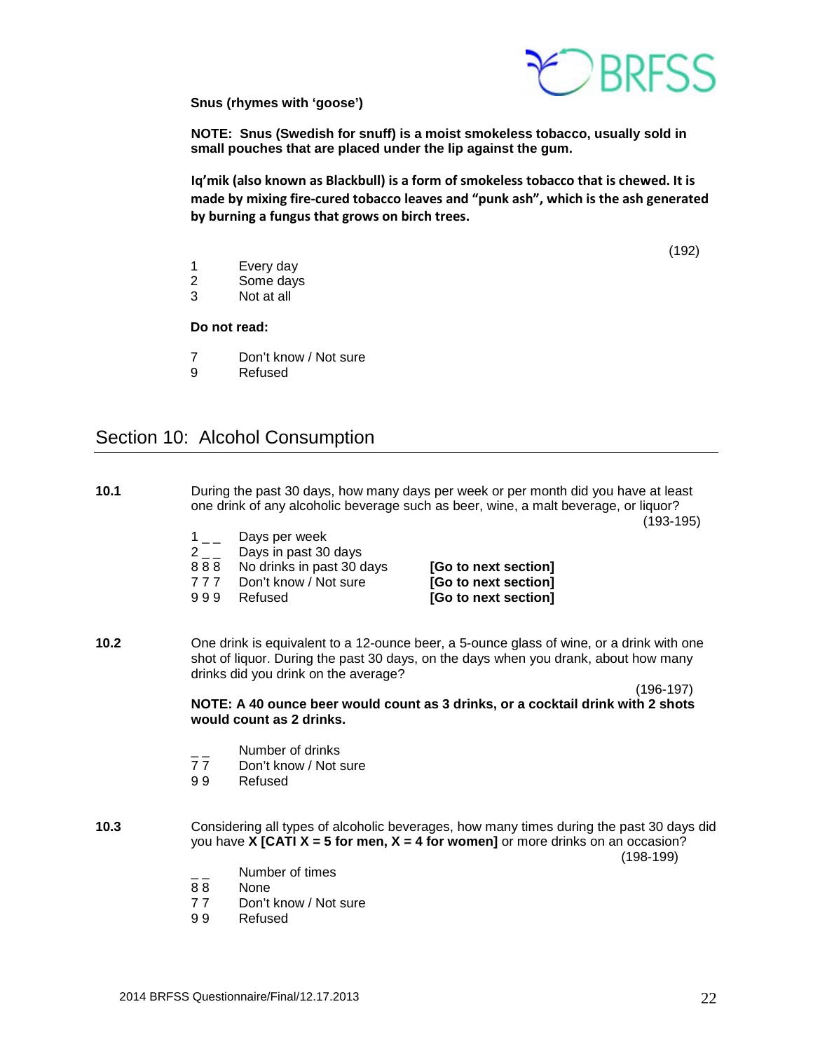**Snus (rhymes with 'goose')**

**NOTE: Snus (Swedish for snuff) is a moist smokeless tobacco, usually sold in small pouches that are placed under the lip against the gum.**

**Iq'mik (also known as Blackbull) is a form of smokeless tobacco that is chewed. It is made by mixing fire-cured tobacco leaves and "punk ash", which is the ash generated by burning a fungus that grows on birch trees.**

(192)

1 Every day
2 Some days
3 Not at all

**Do not read:**

7 Don't know / Not sure
9 Refused

## Section 10: Alcohol Consumption

**10.1** During the past 30 days, how many days per week or per month did you have at least one drink of any alcoholic beverage such as beer, wine, a malt beverage, or liquor?

(193-195)

1 _ _ Days per week
2 _ _ Days in past 30 days
8 8 8 No drinks in past 30 days **[Go to next section]**
7 7 7 Don't know / Not sure **[Go to next section]**
9 9 9 Refused **[Go to next section]**

**10.2** One drink is equivalent to a 12-ounce beer, a 5-ounce glass of wine, or a drink with one shot of liquor. During the past 30 days, on the days when you drank, about how many drinks did you drink on the average?

(196-197)

**NOTE: A 40 ounce beer would count as 3 drinks, or a cocktail drink with 2 shots would count as 2 drinks.**

_ _ Number of drinks
7 7 Don't know / Not sure
9 9 Refused

**10.3** Considering all types of alcoholic beverages, how many times during the past 30 days did you have **X [CATI X = 5 for men, X = 4 for women]** or more drinks on an occasion?

(198-199)

_ _ Number of times
8 8 None
7 7 Don't know / Not sure
9 9 Refused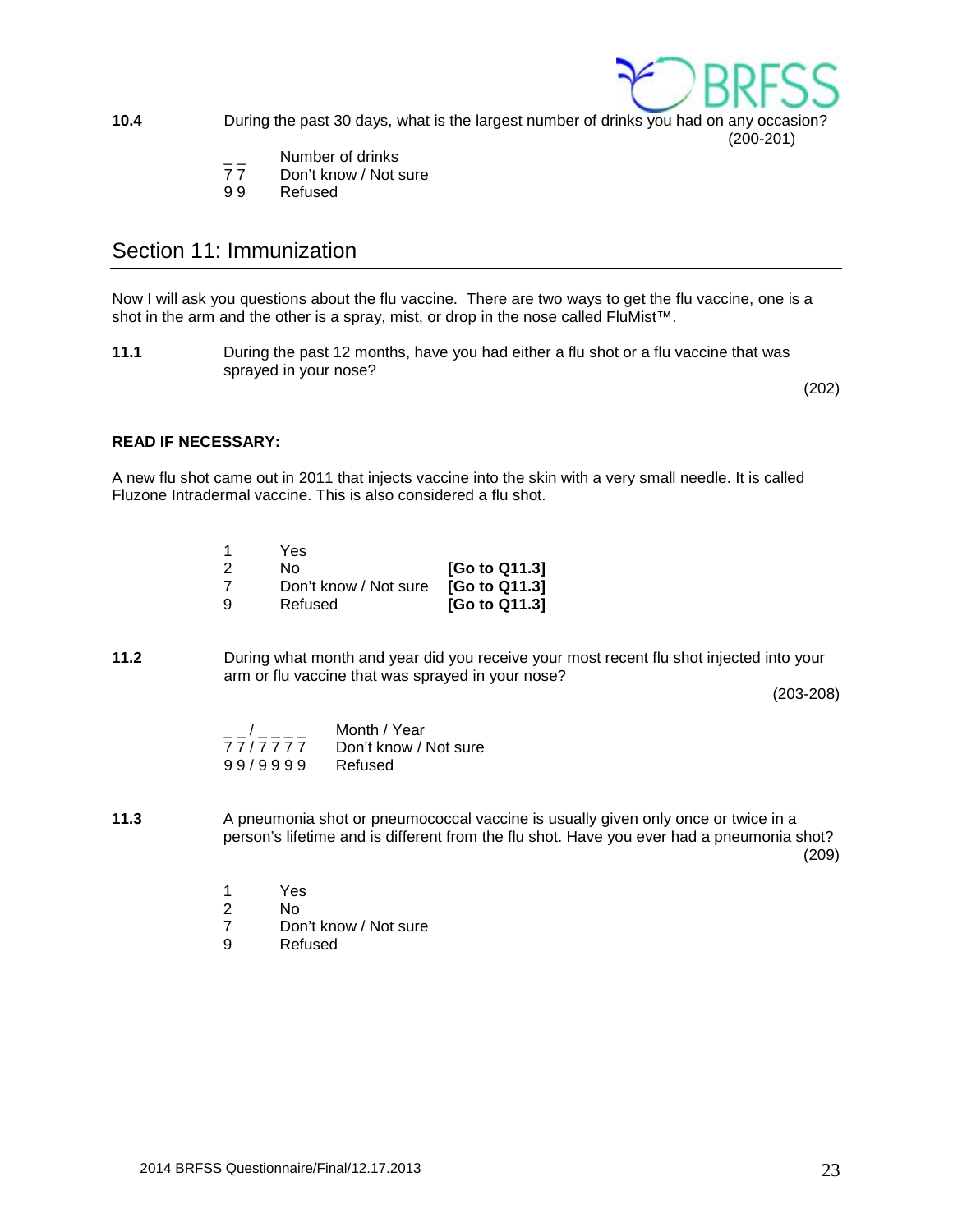**10.4** During the past 30 days, what is the largest number of drinks you had on any occasion?

(200-201)

_ _ Number of drinks
7 7 Don't know / Not sure
9 9 Refused

## Section 11: Immunization

Now I will ask you questions about the flu vaccine. There are two ways to get the flu vaccine, one is a shot in the arm and the other is a spray, mist, or drop in the nose called FluMist™.

**11.1** During the past 12 months, have you had either a flu shot or a flu vaccine that was sprayed in your nose?

(202)

**READ IF NECESSARY:**

A new flu shot came out in 2011 that injects vaccine into the skin with a very small needle. It is called Fluzone Intradermal vaccine. This is also considered a flu shot.

1 Yes
2 No **[Go to Q11.3]**
7 Don't know / Not sure **[Go to Q11.3]**
9 Refused **[Go to Q11.3]**

**11.2** During what month and year did you receive your most recent flu shot injected into your arm or flu vaccine that was sprayed in your nose?

(203-208)

_ _ / _ _ _ _ Month / Year
7 7 / 7 7 7 7 Don't know / Not sure
9 9 / 9 9 9 9 Refused

**11.3** A pneumonia shot or pneumococcal vaccine is usually given only once or twice in a person's lifetime and is different from the flu shot. Have you ever had a pneumonia shot?

(209)

1 Yes
2 No
7 Don't know / Not sure
9 Refused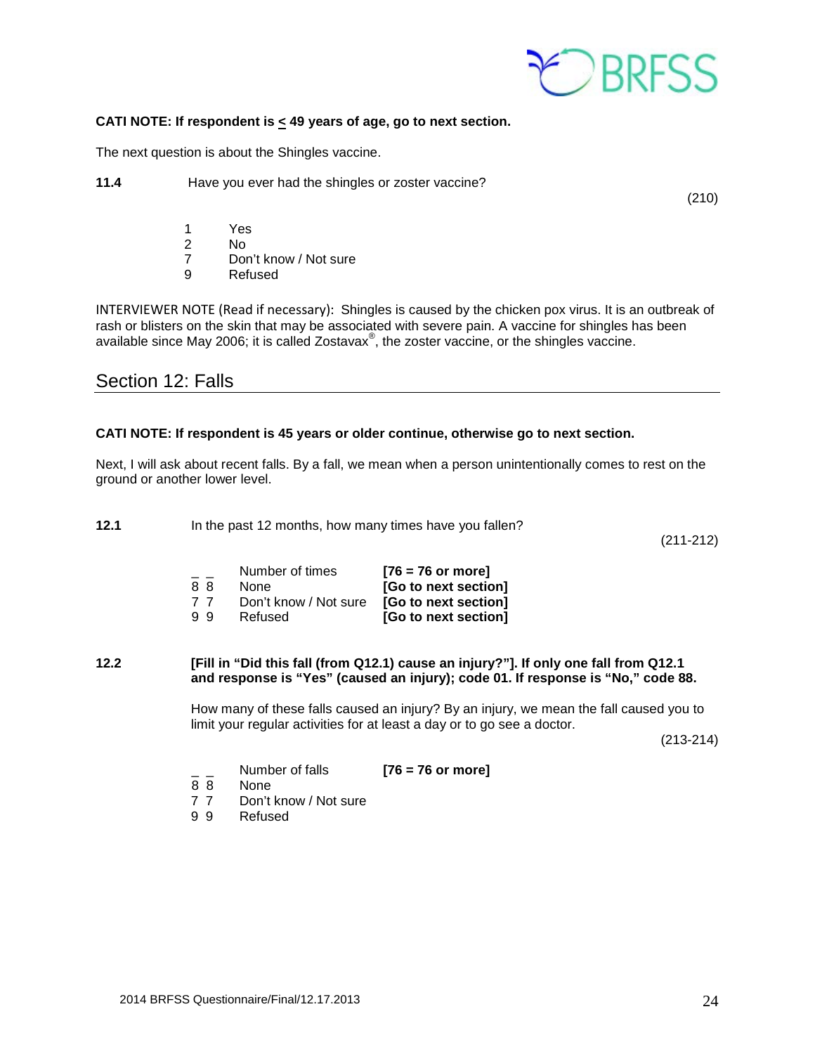**CATI NOTE: If respondent is ≤ 49 years of age, go to next section.**

The next question is about the Shingles vaccine.

**11.4** Have you ever had the shingles or zoster vaccine?

(210)

1 Yes
2 No
7 Don't know / Not sure
9 Refused

INTERVIEWER NOTE (Read if necessary): Shingles is caused by the chicken pox virus. It is an outbreak of rash or blisters on the skin that may be associated with severe pain. A vaccine for shingles has been available since May 2006; it is called Zostavax®, the zoster vaccine, or the shingles vaccine.

## Section 12: Falls

**CATI NOTE: If respondent is 45 years or older continue, otherwise go to next section.**

Next, I will ask about recent falls. By a fall, we mean when a person unintentionally comes to rest on the ground or another lower level.

**12.1** In the past 12 months, how many times have you fallen?

(211-212)

| | | |
|---|---|---|
| _ _ | Number of times | **[76 = 76 or more]** |
| 8 8 | None | **[Go to next section]** |
| 7 7 | Don't know / Not sure | **[Go to next section]** |
| 9 9 | Refused | **[Go to next section]** |

**12.2** **[Fill in "Did this fall (from Q12.1) cause an injury?"]. If only one fall from Q12.1 and response is "Yes" (caused an injury); code 01. If response is "No," code 88.**

How many of these falls caused an injury? By an injury, we mean the fall caused you to limit your regular activities for at least a day or to go see a doctor.

(213-214)

| | | |
|---|---|---|
| _ _ | Number of falls | **[76 = 76 or more]** |
| 8 8 | None | |
| 7 7 | Don't know / Not sure | |
| 9 9 | Refused | |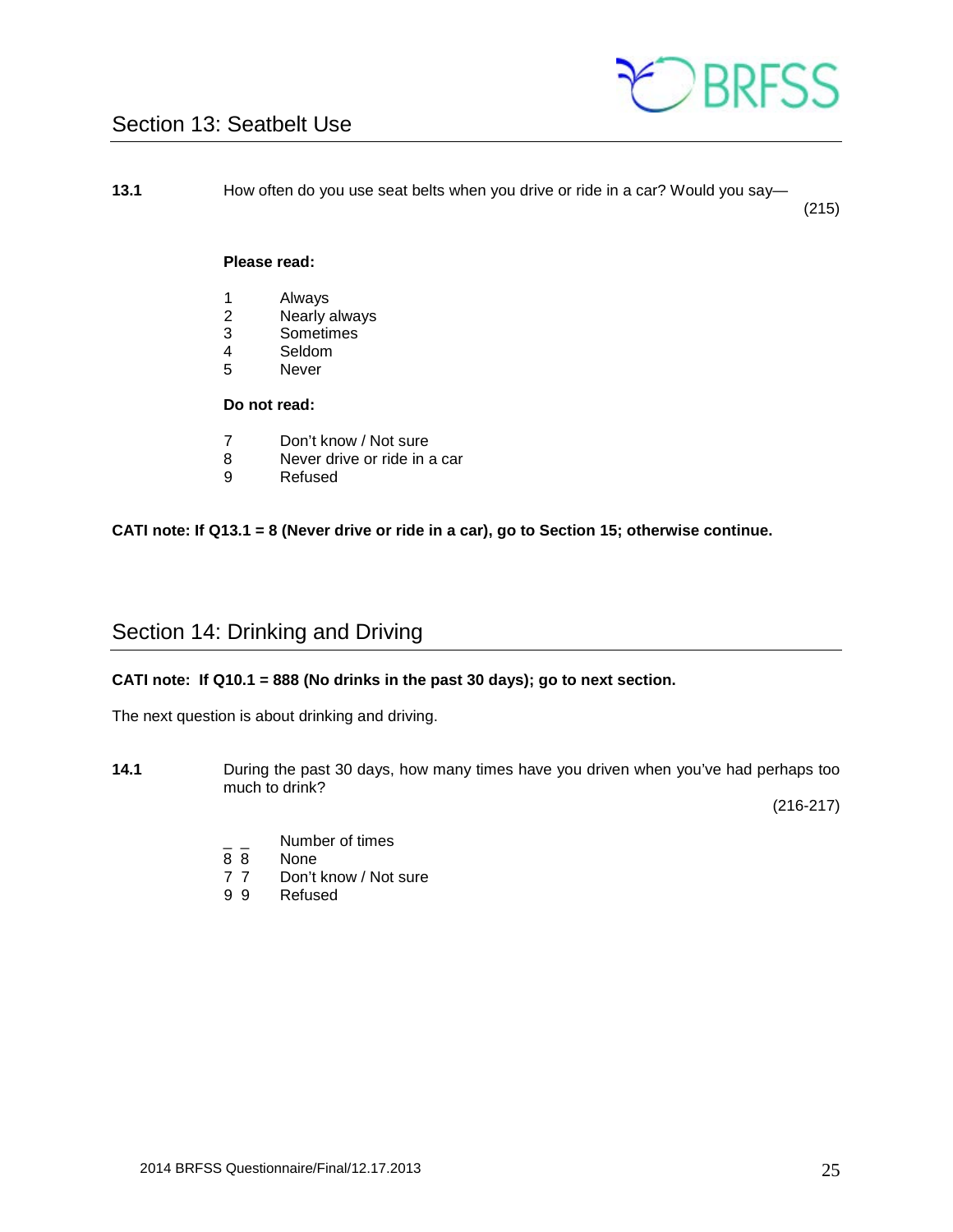## Section 13: Seatbelt Use

**13.1** How often do you use seat belts when you drive or ride in a car? Would you say— (215)

**Please read:**

1 Always
2 Nearly always
3 Sometimes
4 Seldom
5 Never

**Do not read:**

7 Don't know / Not sure
8 Never drive or ride in a car
9 Refused

**CATI note: If Q13.1 = 8 (Never drive or ride in a car), go to Section 15; otherwise continue.**

## Section 14: Drinking and Driving

**CATI note: If Q10.1 = 888 (No drinks in the past 30 days); go to next section.**

The next question is about drinking and driving.

**14.1** During the past 30 days, how many times have you driven when you've had perhaps too much to drink? (216-217)

_ _ Number of times
8 8 None
7 7 Don't know / Not sure
9 9 Refused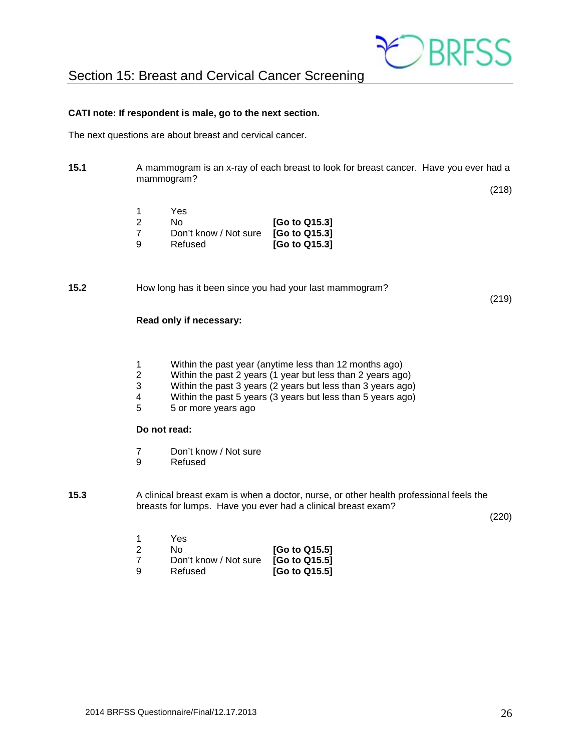## Section 15: Breast and Cervical Cancer Screening

**CATI note: If respondent is male, go to the next section.**

The next questions are about breast and cervical cancer.

**15.1** A mammogram is an x-ray of each breast to look for breast cancer. Have you ever had a mammogram?

(218)

| | | |
|---|---|---|
| 1 | Yes | |
| 2 | No | **[Go to Q15.3]** |
| 7 | Don't know / Not sure | **[Go to Q15.3]** |
| 9 | Refused | **[Go to Q15.3]** |

**15.2** How long has it been since you had your last mammogram?

(219)

**Read only if necessary:**

1. Within the past year (anytime less than 12 months ago)
2. Within the past 2 years (1 year but less than 2 years ago)
3. Within the past 3 years (2 years but less than 3 years ago)
4. Within the past 5 years (3 years but less than 5 years ago)
5. 5 or more years ago

**Do not read:**

7 Don't know / Not sure
9 Refused

**15.3** A clinical breast exam is when a doctor, nurse, or other health professional feels the breasts for lumps. Have you ever had a clinical breast exam?

(220)

| | | |
|---|---|---|
| 1 | Yes | |
| 2 | No | **[Go to Q15.5]** |
| 7 | Don't know / Not sure | **[Go to Q15.5]** |
| 9 | Refused | **[Go to Q15.5]** |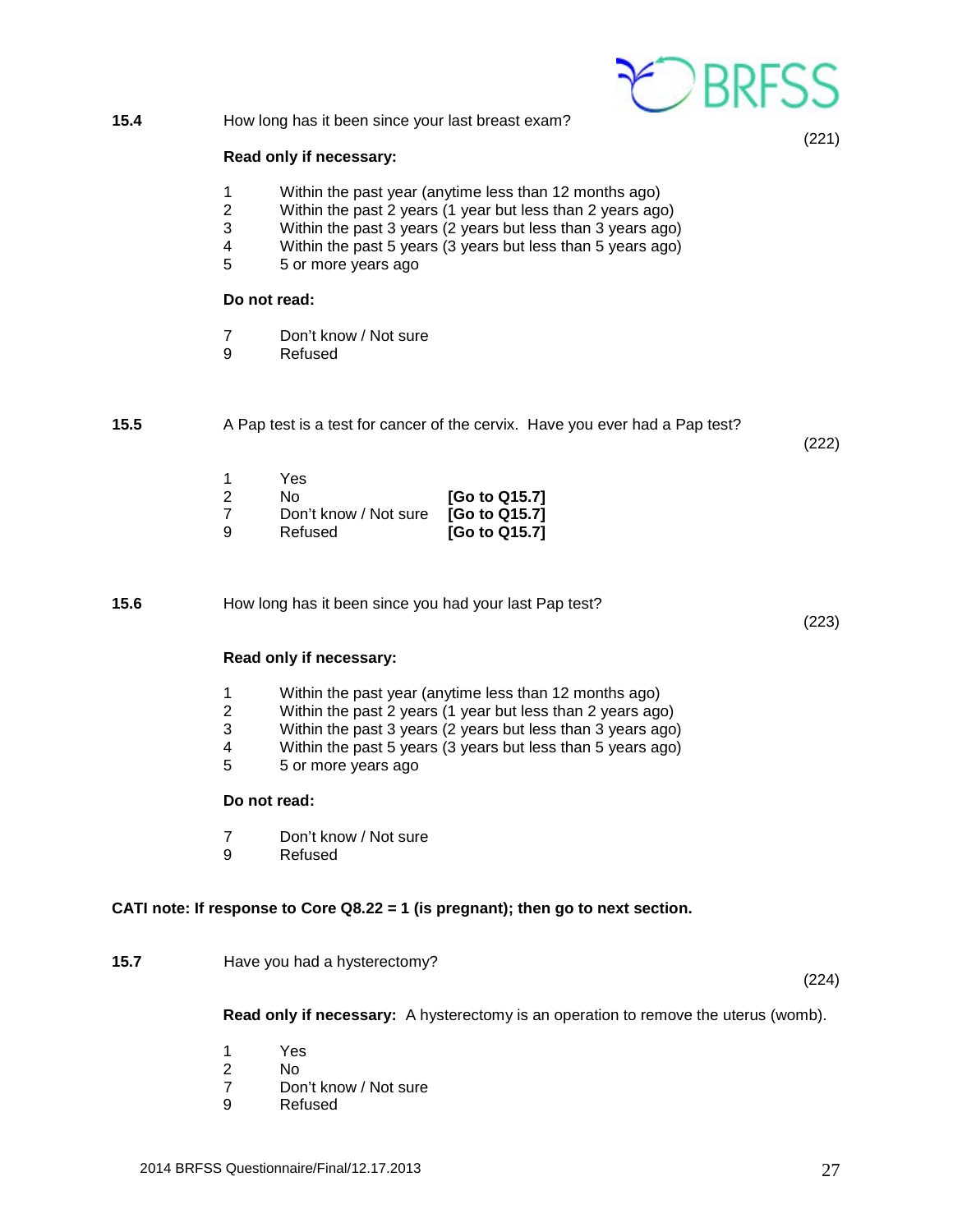**15.4** How long has it been since your last breast exam? (221)

**Read only if necessary:**

1 Within the past year (anytime less than 12 months ago)
2 Within the past 2 years (1 year but less than 2 years ago)
3 Within the past 3 years (2 years but less than 3 years ago)
4 Within the past 5 years (3 years but less than 5 years ago)
5 5 or more years ago

**Do not read:**

7 Don't know / Not sure
9 Refused

**15.5** A Pap test is a test for cancer of the cervix. Have you ever had a Pap test? (222)

1 Yes
2 No **[Go to Q15.7]**
7 Don't know / Not sure **[Go to Q15.7]**
9 Refused **[Go to Q15.7]**

**15.6** How long has it been since you had your last Pap test? (223)

**Read only if necessary:**

1 Within the past year (anytime less than 12 months ago)
2 Within the past 2 years (1 year but less than 2 years ago)
3 Within the past 3 years (2 years but less than 3 years ago)
4 Within the past 5 years (3 years but less than 5 years ago)
5 5 or more years ago

**Do not read:**

7 Don't know / Not sure
9 Refused

**CATI note: If response to Core Q8.22 = 1 (is pregnant); then go to next section.**

**15.7** Have you had a hysterectomy? (224)

**Read only if necessary:** A hysterectomy is an operation to remove the uterus (womb).

1 Yes
2 No
7 Don't know / Not sure
9 Refused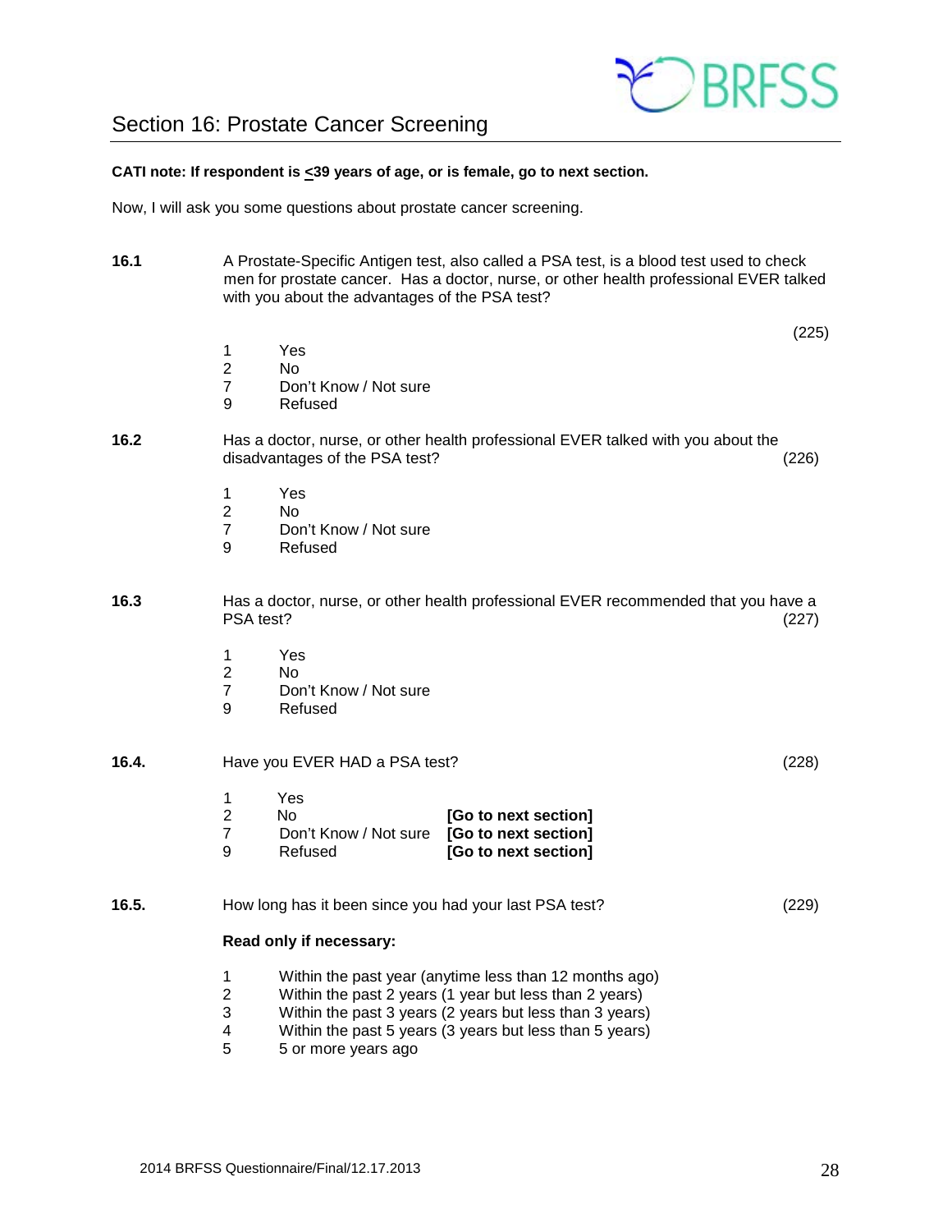## Section 16: Prostate Cancer Screening

**CATI note: If respondent is ≤39 years of age, or is female, go to next section.**

Now, I will ask you some questions about prostate cancer screening.

**16.1** A Prostate-Specific Antigen test, also called a PSA test, is a blood test used to check men for prostate cancer. Has a doctor, nurse, or other health professional EVER talked with you about the advantages of the PSA test? (225)

1 Yes
2 No
7 Don't Know / Not sure
9 Refused

**16.2** Has a doctor, nurse, or other health professional EVER talked with you about the disadvantages of the PSA test? (226)

1 Yes
2 No
7 Don't Know / Not sure
9 Refused

**16.3** Has a doctor, nurse, or other health professional EVER recommended that you have a PSA test? (227)

1 Yes
2 No
7 Don't Know / Not sure
9 Refused

**16.4.** Have you EVER HAD a PSA test? (228)

1 Yes
2 No **[Go to next section]**
7 Don't Know / Not sure **[Go to next section]**
9 Refused **[Go to next section]**

**16.5.** How long has it been since you had your last PSA test? (229)

**Read only if necessary:**

1 Within the past year (anytime less than 12 months ago)
2 Within the past 2 years (1 year but less than 2 years)
3 Within the past 3 years (2 years but less than 3 years)
4 Within the past 5 years (3 years but less than 5 years)
5 5 or more years ago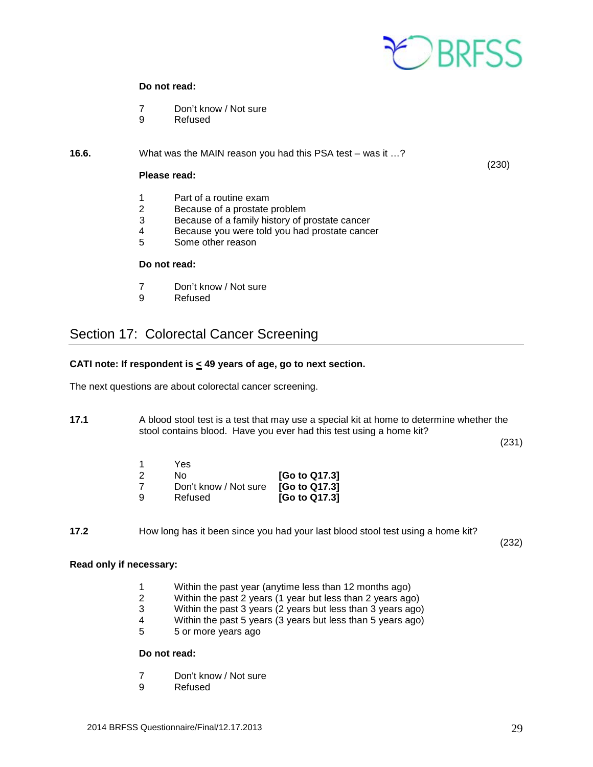**Do not read:**

7 Don't know / Not sure
9 Refused

**16.6.** What was the MAIN reason you had this PSA test – was it …? (230)

**Please read:**

1 Part of a routine exam
2 Because of a prostate problem
3 Because of a family history of prostate cancer
4 Because you were told you had prostate cancer
5 Some other reason

**Do not read:**

7 Don't know / Not sure
9 Refused

## Section 17: Colorectal Cancer Screening

**CATI note: If respondent is ≤ 49 years of age, go to next section.**

The next questions are about colorectal cancer screening.

**17.1** A blood stool test is a test that may use a special kit at home to determine whether the stool contains blood. Have you ever had this test using a home kit? (231)

1 Yes
2 No **[Go to Q17.3]**
7 Don't know / Not sure **[Go to Q17.3]**
9 Refused **[Go to Q17.3]**

**17.2** How long has it been since you had your last blood stool test using a home kit? (232)

**Read only if necessary:**

1 Within the past year (anytime less than 12 months ago)
2 Within the past 2 years (1 year but less than 2 years ago)
3 Within the past 3 years (2 years but less than 3 years ago)
4 Within the past 5 years (3 years but less than 5 years ago)
5 5 or more years ago

**Do not read:**

7 Don't know / Not sure
9 Refused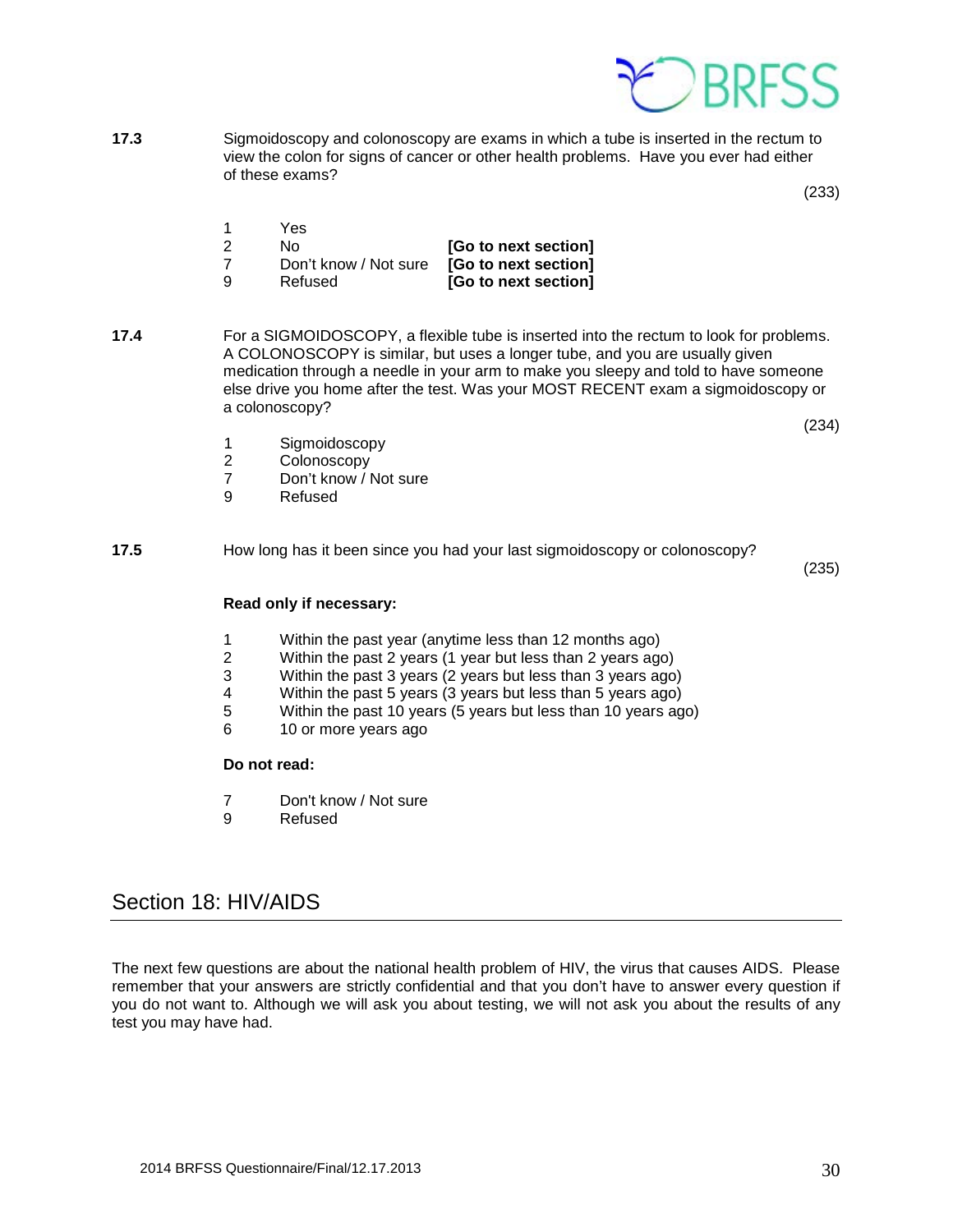**17.3** Sigmoidoscopy and colonoscopy are exams in which a tube is inserted in the rectum to view the colon for signs of cancer or other health problems. Have you ever had either of these exams?

(233)

1 Yes
2 No **[Go to next section]**
7 Don't know / Not sure **[Go to next section]**
9 Refused **[Go to next section]**

**17.4** For a SIGMOIDOSCOPY, a flexible tube is inserted into the rectum to look for problems. A COLONOSCOPY is similar, but uses a longer tube, and you are usually given medication through a needle in your arm to make you sleepy and told to have someone else drive you home after the test. Was your MOST RECENT exam a sigmoidoscopy or a colonoscopy?

(234)

1 Sigmoidoscopy
2 Colonoscopy
7 Don't know / Not sure
9 Refused

**17.5** How long has it been since you had your last sigmoidoscopy or colonoscopy?

(235)

**Read only if necessary:**

1 Within the past year (anytime less than 12 months ago)
2 Within the past 2 years (1 year but less than 2 years ago)
3 Within the past 3 years (2 years but less than 3 years ago)
4 Within the past 5 years (3 years but less than 5 years ago)
5 Within the past 10 years (5 years but less than 10 years ago)
6 10 or more years ago

**Do not read:**

7 Don't know / Not sure
9 Refused

## Section 18: HIV/AIDS

The next few questions are about the national health problem of HIV, the virus that causes AIDS. Please remember that your answers are strictly confidential and that you don't have to answer every question if you do not want to. Although we will ask you about testing, we will not ask you about the results of any test you may have had.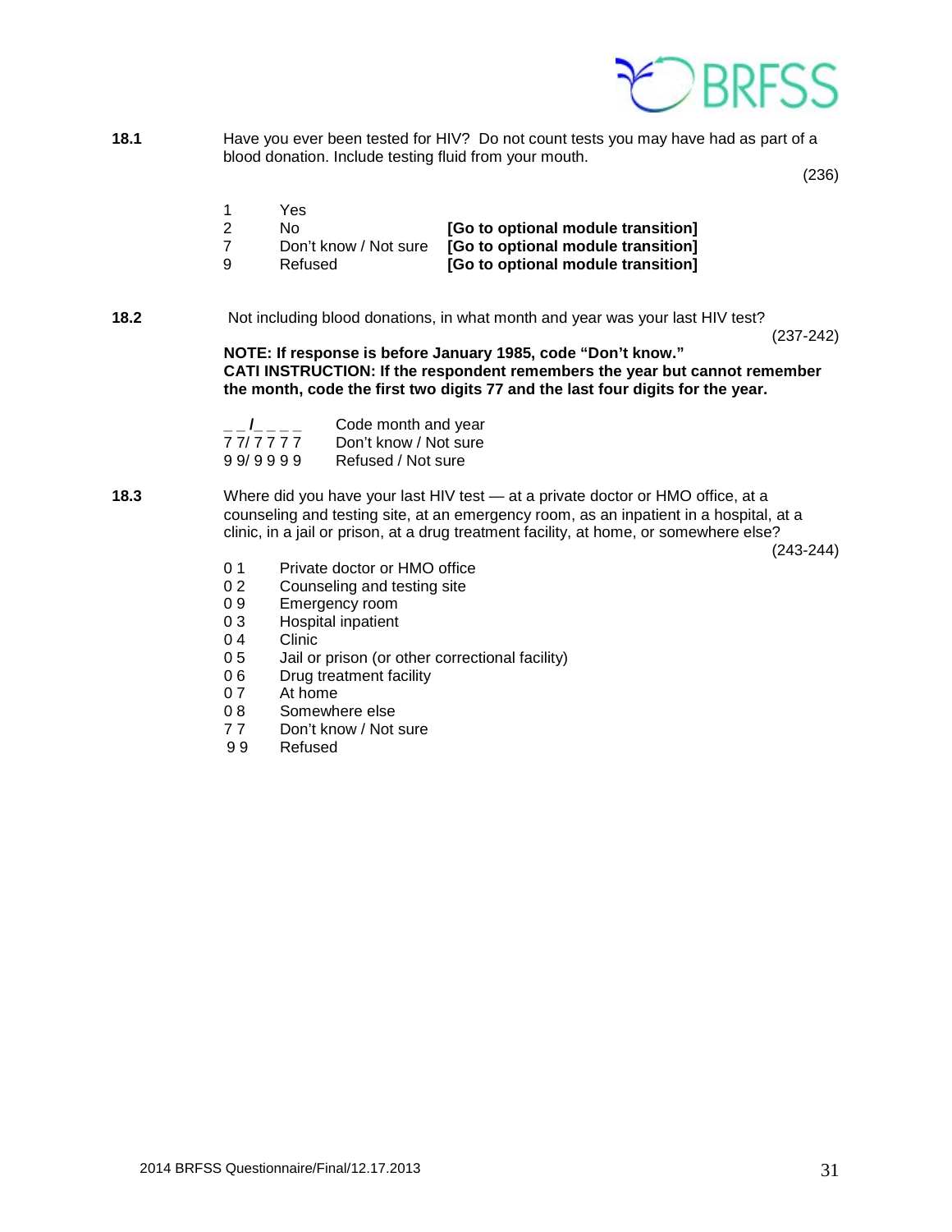**18.1** Have you ever been tested for HIV? Do not count tests you may have had as part of a blood donation. Include testing fluid from your mouth.

(236)

| | | |
|---|---|---|
| 1 | Yes | |
| 2 | No | **[Go to optional module transition]** |
| 7 | Don't know / Not sure | **[Go to optional module transition]** |
| 9 | Refused | **[Go to optional module transition]** |

**18.2** Not including blood donations, in what month and year was your last HIV test?

(237-242)

**NOTE: If response is before January 1985, code "Don't know."**
**CATI INSTRUCTION: If the respondent remembers the year but cannot remember the month, code the first two digits 77 and the last four digits for the year.**

| | |
|---|---|
| _ _/_ _ _ _ | Code month and year |
| 7 7/ 7 7 7 7 | Don't know / Not sure |
| 9 9/ 9 9 9 9 | Refused / Not sure |

**18.3** Where did you have your last HIV test — at a private doctor or HMO office, at a counseling and testing site, at an emergency room, as an inpatient in a hospital, at a clinic, in a jail or prison, at a drug treatment facility, at home, or somewhere else?

(243-244)

| | |
|---|---|
| 0 1 | Private doctor or HMO office |
| 0 2 | Counseling and testing site |
| 0 9 | Emergency room |
| 0 3 | Hospital inpatient |
| 0 4 | Clinic |
| 0 5 | Jail or prison (or other correctional facility) |
| 0 6 | Drug treatment facility |
| 0 7 | At home |
| 0 8 | Somewhere else |
| 7 7 | Don't know / Not sure |
| 9 9 | Refused |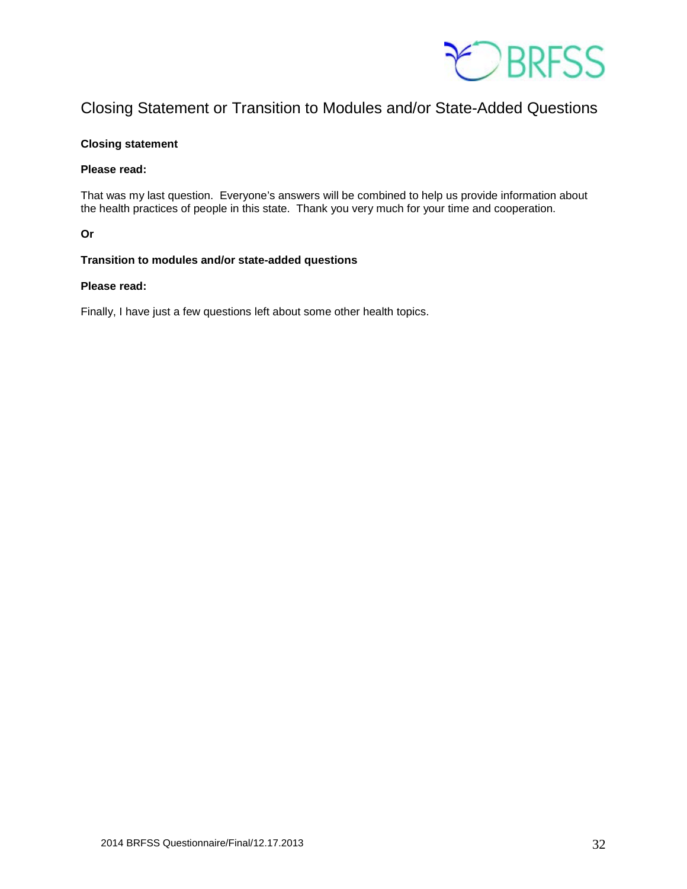## Closing Statement or Transition to Modules and/or State-Added Questions

**Closing statement**

**Please read:**

That was my last question. Everyone's answers will be combined to help us provide information about the health practices of people in this state. Thank you very much for your time and cooperation.

**Or**

**Transition to modules and/or state-added questions**

**Please read:**

Finally, I have just a few questions left about some other health topics.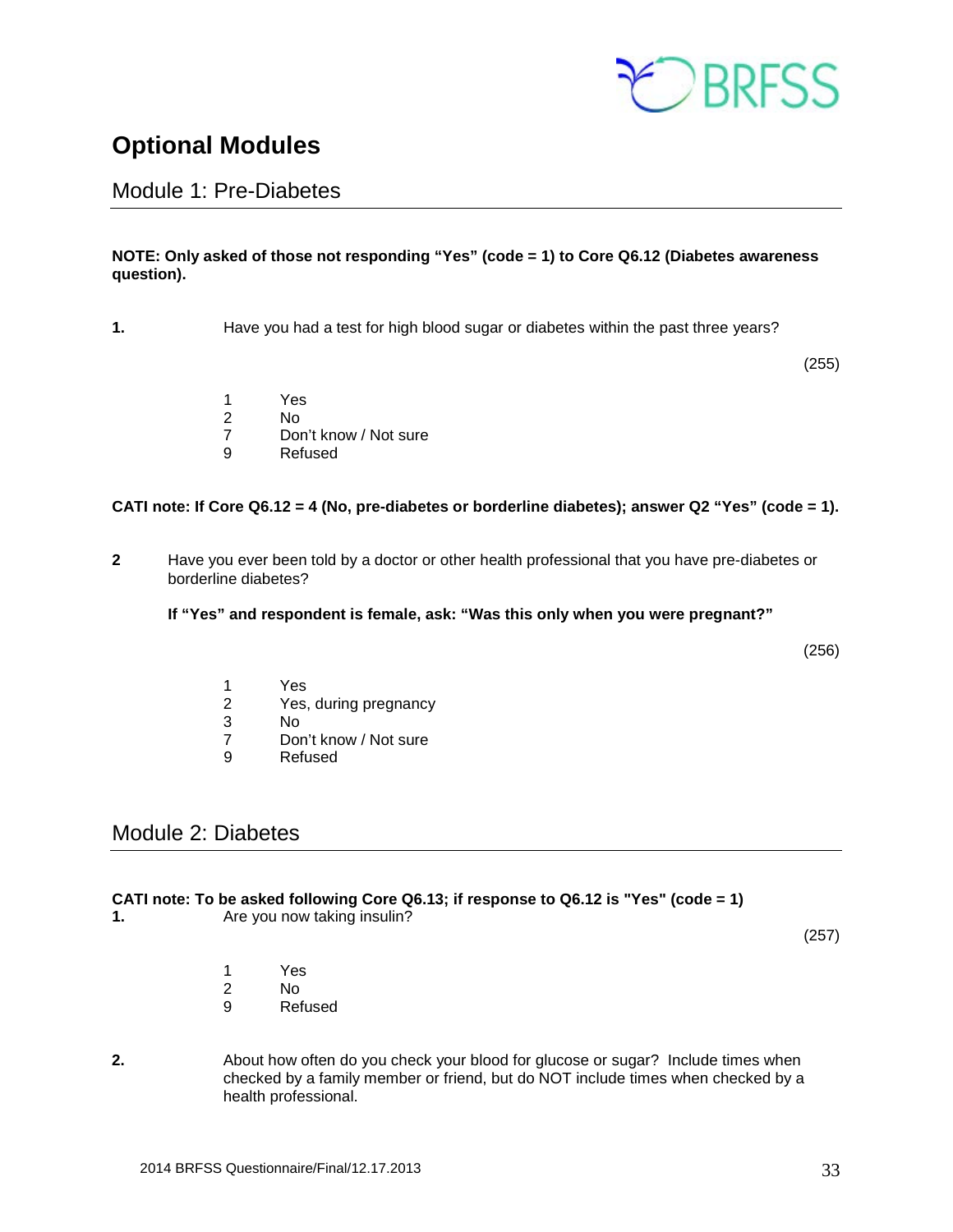# Optional Modules

## Module 1: Pre-Diabetes

**NOTE: Only asked of those not responding "Yes" (code = 1) to Core Q6.12 (Diabetes awareness question).**

**1.** Have you had a test for high blood sugar or diabetes within the past three years?

(255)

1 Yes
2 No
7 Don't know / Not sure
9 Refused

**CATI note: If Core Q6.12 = 4 (No, pre-diabetes or borderline diabetes); answer Q2 "Yes" (code = 1).**

**2** Have you ever been told by a doctor or other health professional that you have pre-diabetes or borderline diabetes?

**If "Yes" and respondent is female, ask: "Was this only when you were pregnant?"**

(256)

1 Yes
2 Yes, during pregnancy
3 No
7 Don't know / Not sure
9 Refused

## Module 2: Diabetes

**CATI note: To be asked following Core Q6.13; if response to Q6.12 is "Yes" (code = 1)**

**1.** Are you now taking insulin?

(257)

1 Yes
2 No
9 Refused

**2.** About how often do you check your blood for glucose or sugar? Include times when checked by a family member or friend, but do NOT include times when checked by a health professional.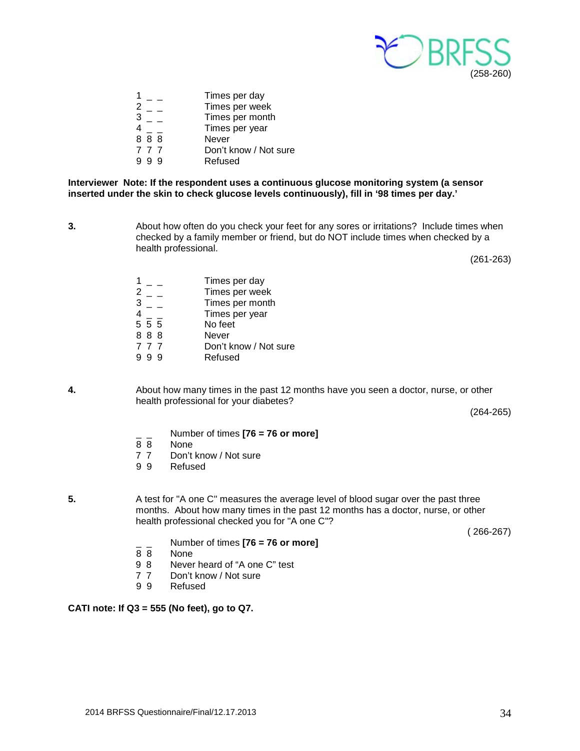(258-260)

| | |
|---|---|
| 1 _ _ | Times per day |
| 2 _ _ | Times per week |
| 3 _ _ | Times per month |
| 4 _ _ | Times per year |
| 8 8 8 | Never |
| 7 7 7 | Don't know / Not sure |
| 9 9 9 | Refused |

**Interviewer Note: If the respondent uses a continuous glucose monitoring system (a sensor inserted under the skin to check glucose levels continuously), fill in '98 times per day.'**

**3.** About how often do you check your feet for any sores or irritations? Include times when checked by a family member or friend, but do NOT include times when checked by a health professional.

(261-263)

| | |
|---|---|
| 1 _ _ | Times per day |
| 2 _ _ | Times per week |
| 3 _ _ | Times per month |
| 4 _ _ | Times per year |
| 5 5 5 | No feet |
| 8 8 8 | Never |
| 7 7 7 | Don't know / Not sure |
| 9 9 9 | Refused |

**4.** About how many times in the past 12 months have you seen a doctor, nurse, or other health professional for your diabetes?

(264-265)

| | |
|---|---|
| _ _ | Number of times **[76 = 76 or more]** |
| 8 8 | None |
| 7 7 | Don't know / Not sure |
| 9 9 | Refused |

**5.** A test for "A one C" measures the average level of blood sugar over the past three months. About how many times in the past 12 months has a doctor, nurse, or other health professional checked you for "A one C"?

( 266-267)

| | |
|---|---|
| _ _ | Number of times **[76 = 76 or more]** |
| 8 8 | None |
| 9 8 | Never heard of "A one C" test |
| 7 7 | Don't know / Not sure |
| 9 9 | Refused |

**CATI note: If Q3 = 555 (No feet), go to Q7.**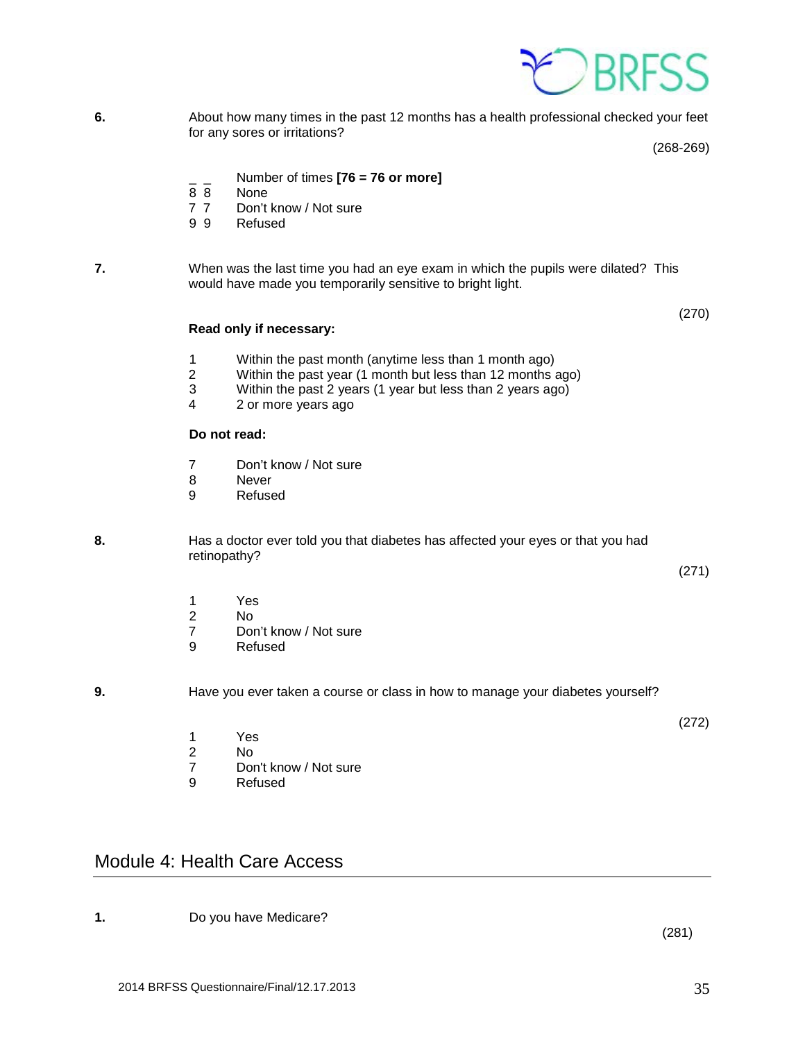**6.** About how many times in the past 12 months has a health professional checked your feet for any sores or irritations?

(268-269)

_ _ Number of times **[76 = 76 or more]**
8 8 None
7 7 Don't know / Not sure
9 9 Refused

**7.** When was the last time you had an eye exam in which the pupils were dilated? This would have made you temporarily sensitive to bright light.

(270)

**Read only if necessary:**

1 Within the past month (anytime less than 1 month ago)
2 Within the past year (1 month but less than 12 months ago)
3 Within the past 2 years (1 year but less than 2 years ago)
4 2 or more years ago

**Do not read:**

7 Don't know / Not sure
8 Never
9 Refused

**8.** Has a doctor ever told you that diabetes has affected your eyes or that you had retinopathy?

(271)

1 Yes
2 No
7 Don't know / Not sure
9 Refused

**9.** Have you ever taken a course or class in how to manage your diabetes yourself?

(272)

1 Yes
2 No
7 Don't know / Not sure
9 Refused

## Module 4: Health Care Access

**1.** Do you have Medicare?

(281)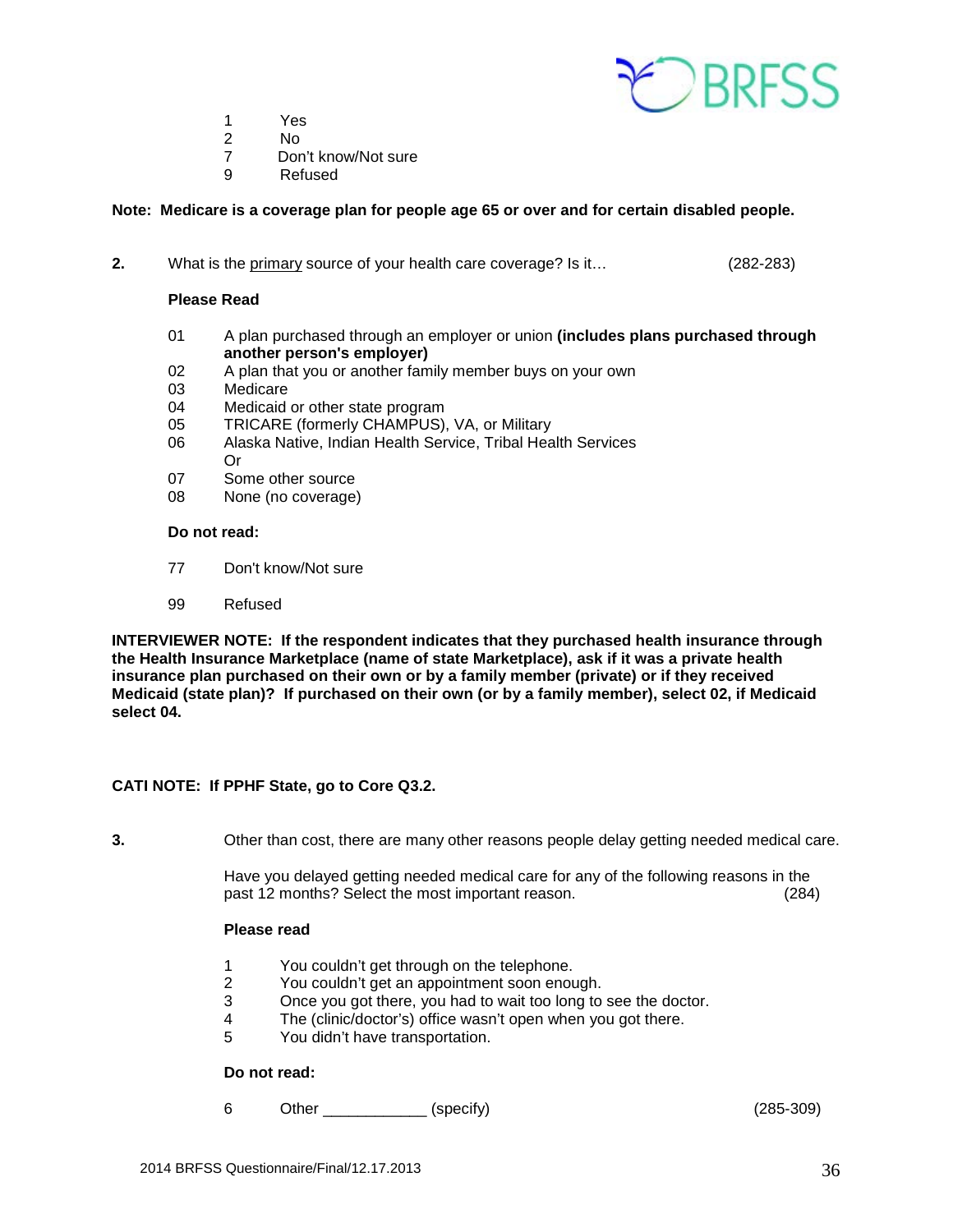1 Yes
2 No
7 Don't know/Not sure
9 Refused

**Note: Medicare is a coverage plan for people age 65 or over and for certain disabled people.**

**2.** What is the <u>primary</u> source of your health care coverage? Is it… (282-283)

**Please Read**

01 A plan purchased through an employer or union **(includes plans purchased through another person's employer)**
02 A plan that you or another family member buys on your own
03 Medicare
04 Medicaid or other state program
05 TRICARE (formerly CHAMPUS), VA, or Military
06 Alaska Native, Indian Health Service, Tribal Health Services
Or
07 Some other source
08 None (no coverage)

**Do not read:**

77 Don't know/Not sure

99 Refused

**INTERVIEWER NOTE: If the respondent indicates that they purchased health insurance through the Health Insurance Marketplace (name of state Marketplace), ask if it was a private health insurance plan purchased on their own or by a family member (private) or if they received Medicaid (state plan)? If purchased on their own (or by a family member), select 02, if Medicaid select 04.**

**CATI NOTE: If PPHF State, go to Core Q3.2.**

**3.** Other than cost, there are many other reasons people delay getting needed medical care.

Have you delayed getting needed medical care for any of the following reasons in the past 12 months? Select the most important reason. (284)

**Please read**

1 You couldn't get through on the telephone.
2 You couldn't get an appointment soon enough.
3 Once you got there, you had to wait too long to see the doctor.
4 The (clinic/doctor's) office wasn't open when you got there.
5 You didn't have transportation.

**Do not read:**

6 Other ____________ (specify) (285-309)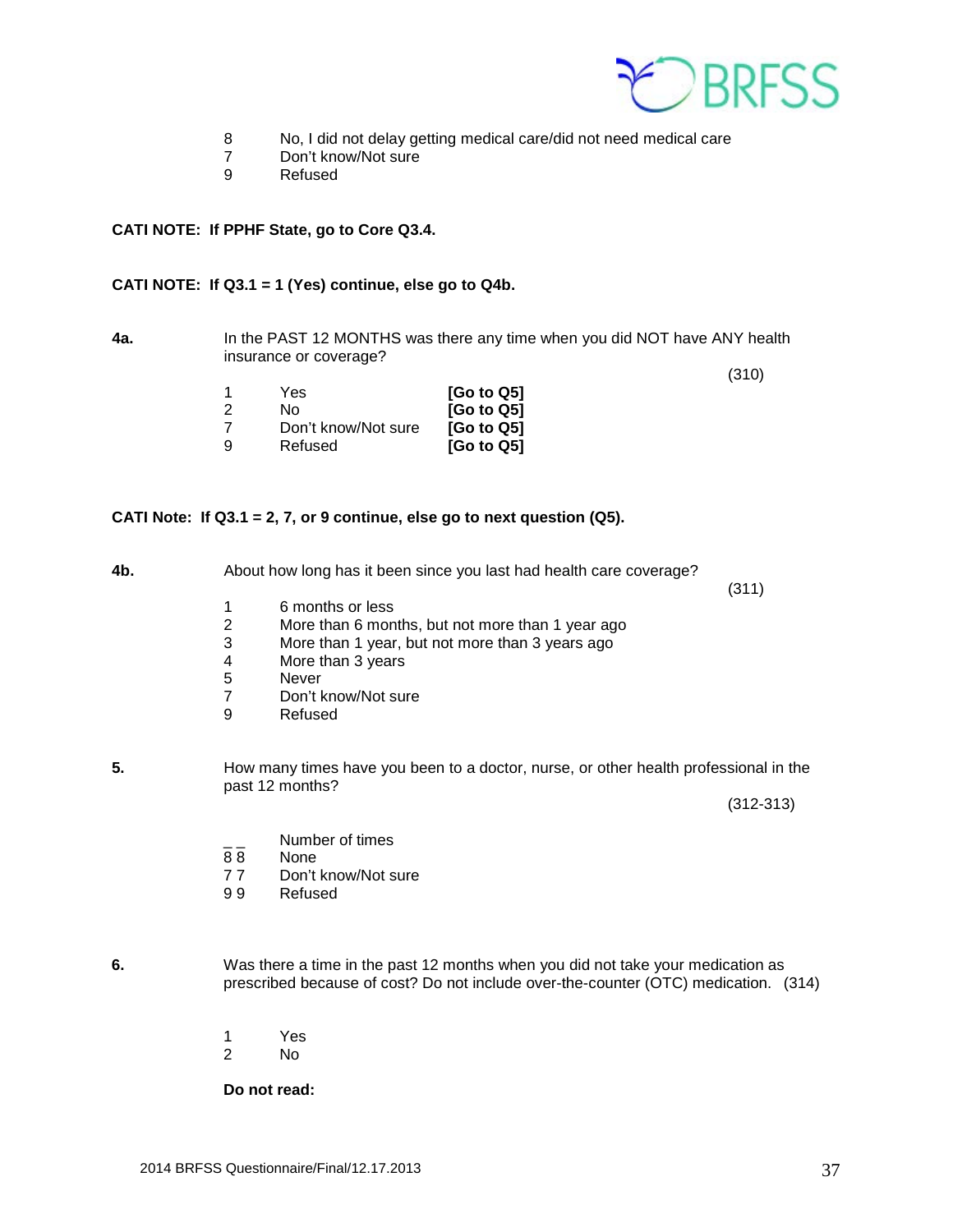8 No, I did not delay getting medical care/did not need medical care
7 Don't know/Not sure
9 Refused

**CATI NOTE: If PPHF State, go to Core Q3.4.**

**CATI NOTE: If Q3.1 = 1 (Yes) continue, else go to Q4b.**

**4a.** In the PAST 12 MONTHS was there any time when you did NOT have ANY health insurance or coverage?

(310)

1 Yes **[Go to Q5]**
2 No **[Go to Q5]**
7 Don't know/Not sure **[Go to Q5]**
9 Refused **[Go to Q5]**

**CATI Note: If Q3.1 = 2, 7, or 9 continue, else go to next question (Q5).**

**4b.** About how long has it been since you last had health care coverage?

(311)

1 6 months or less
2 More than 6 months, but not more than 1 year ago
3 More than 1 year, but not more than 3 years ago
4 More than 3 years
5 Never
7 Don't know/Not sure
9 Refused

**5.** How many times have you been to a doctor, nurse, or other health professional in the past 12 months?

(312-313)

_ _ Number of times
8 8 None
7 7 Don't know/Not sure
9 9 Refused

**6.** Was there a time in the past 12 months when you did not take your medication as prescribed because of cost? Do not include over-the-counter (OTC) medication. (314)

1 Yes
2 No

**Do not read:**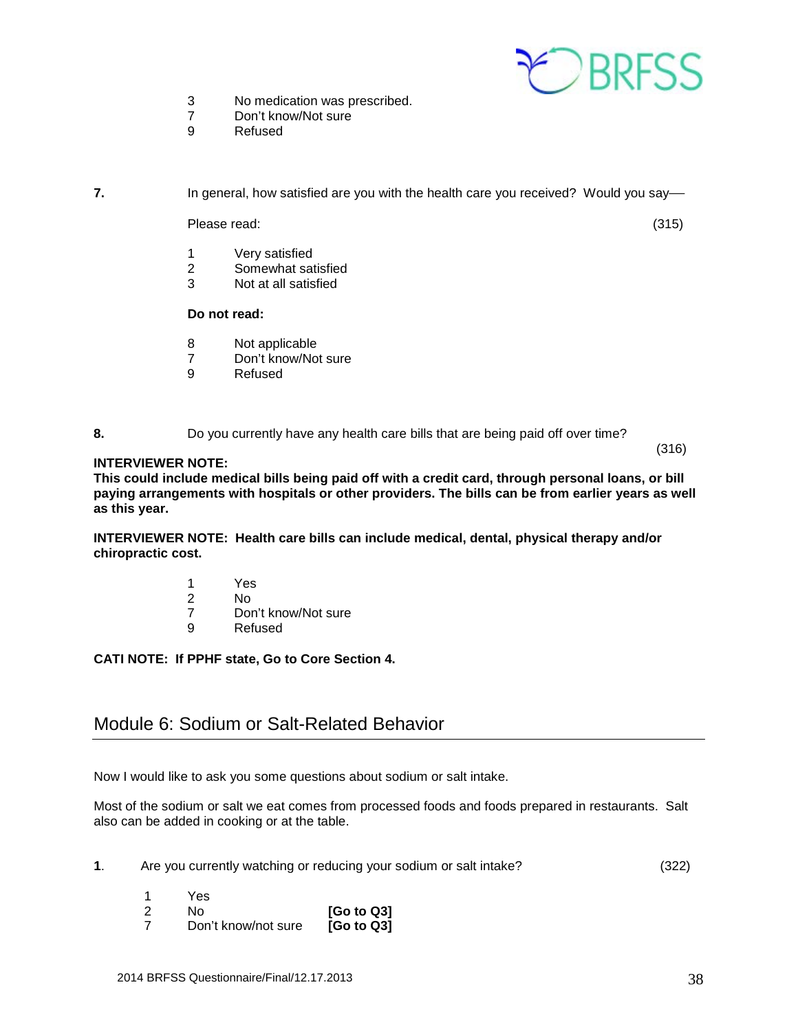3 No medication was prescribed.
7 Don't know/Not sure
9 Refused

**7.** In general, how satisfied are you with the health care you received? Would you say—

Please read: (315)

1 Very satisfied
2 Somewhat satisfied
3 Not at all satisfied

**Do not read:**

8 Not applicable
7 Don't know/Not sure
9 Refused

**8.** Do you currently have any health care bills that are being paid off over time? (316)

**INTERVIEWER NOTE:**
**This could include medical bills being paid off with a credit card, through personal loans, or bill paying arrangements with hospitals or other providers. The bills can be from earlier years as well as this year.**

**INTERVIEWER NOTE: Health care bills can include medical, dental, physical therapy and/or chiropractic cost.**

1 Yes
2 No
7 Don't know/Not sure
9 Refused

**CATI NOTE: If PPHF state, Go to Core Section 4.**

## Module 6: Sodium or Salt-Related Behavior

Now I would like to ask you some questions about sodium or salt intake.

Most of the sodium or salt we eat comes from processed foods and foods prepared in restaurants. Salt also can be added in cooking or at the table.

**1**. Are you currently watching or reducing your sodium or salt intake? (322)

1 Yes
2 No **[Go to Q3]**
7 Don't know/not sure **[Go to Q3]**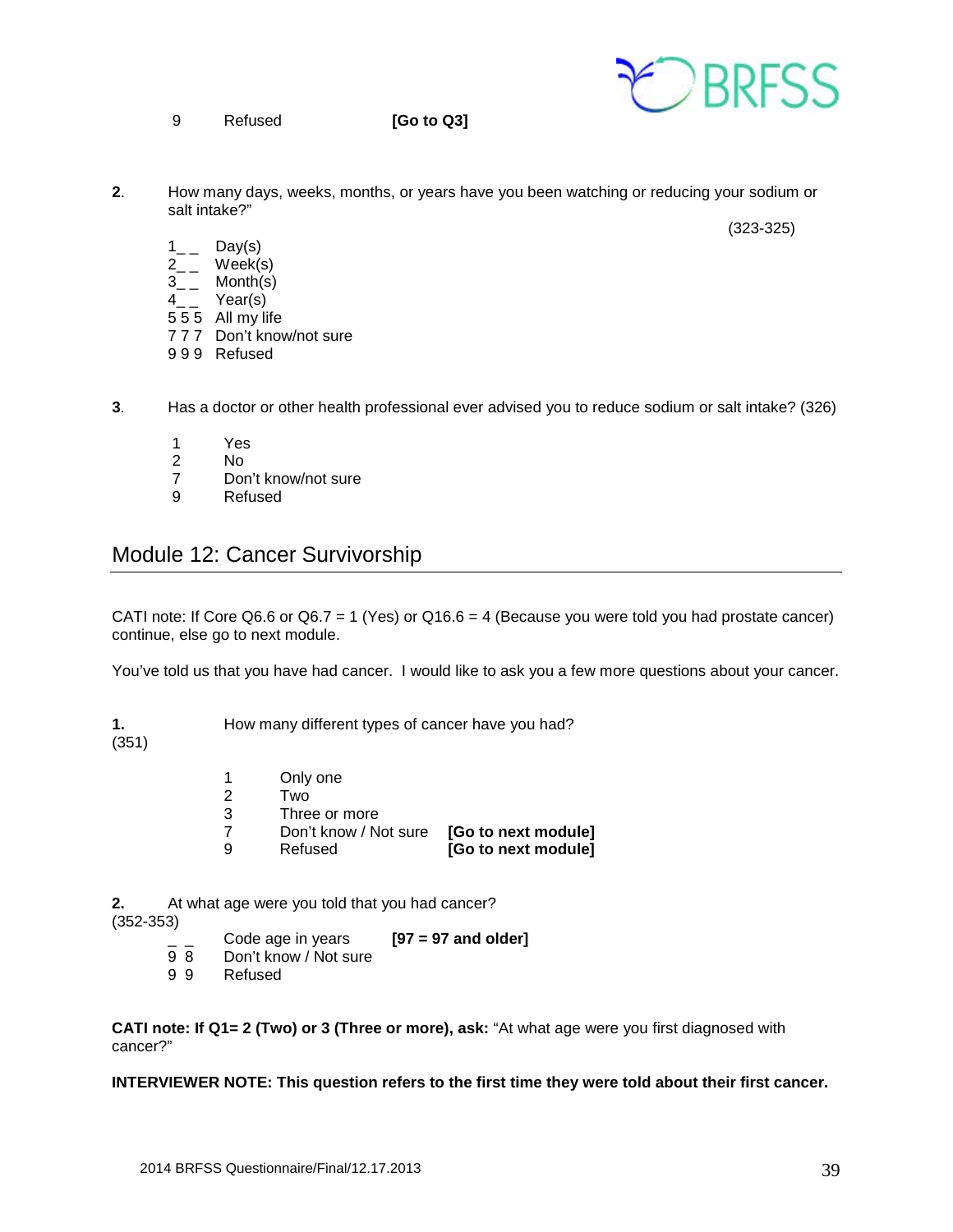9 Refused **[Go to Q3]**

**2**. How many days, weeks, months, or years have you been watching or reducing your sodium or salt intake?"

(323-325)

1_ _ Day(s)
2_ _ Week(s)
3_ _ Month(s)
4_ _ Year(s)
5 5 5 All my life
7 7 7 Don't know/not sure
9 9 9 Refused

**3**. Has a doctor or other health professional ever advised you to reduce sodium or salt intake? (326)

1 Yes
2 No
7 Don't know/not sure
9 Refused

## Module 12: Cancer Survivorship

CATI note: If Core Q6.6 or Q6.7 = 1 (Yes) or Q16.6 = 4 (Because you were told you had prostate cancer) continue, else go to next module.

You've told us that you have had cancer. I would like to ask you a few more questions about your cancer.

**1.** How many different types of cancer have you had?
(351)

1 Only one
2 Two
3 Three or more
7 Don't know / Not sure **[Go to next module]**
9 Refused **[Go to next module]**

**2.** At what age were you told that you had cancer?
(352-353)

_ _ Code age in years **[97 = 97 and older]**
9 8 Don't know / Not sure
9 9 Refused

**CATI note: If Q1= 2 (Two) or 3 (Three or more), ask:** "At what age were you first diagnosed with cancer?"

**INTERVIEWER NOTE: This question refers to the first time they were told about their first cancer.**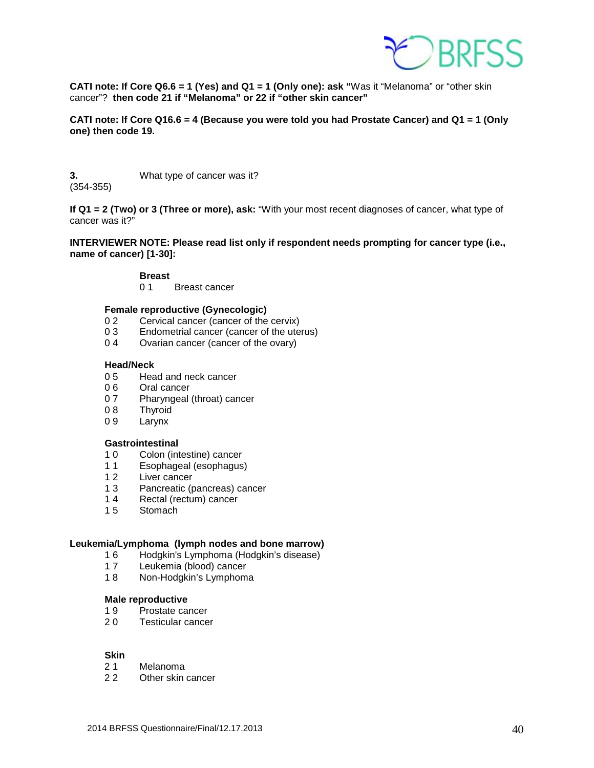**CATI note: If Core Q6.6 = 1 (Yes) and Q1 = 1 (Only one): ask "**Was it "Melanoma" or "other skin cancer"? **then code 21 if "Melanoma" or 22 if "other skin cancer"**

**CATI note: If Core Q16.6 = 4 (Because you were told you had Prostate Cancer) and Q1 = 1 (Only one) then code 19.**

**3.** What type of cancer was it?
(354-355)

**If Q1 = 2 (Two) or 3 (Three or more), ask:** "With your most recent diagnoses of cancer, what type of cancer was it?"

**INTERVIEWER NOTE: Please read list only if respondent needs prompting for cancer type (i.e., name of cancer) [1-30]:**

**Breast**

0 1 Breast cancer

**Female reproductive (Gynecologic)**

0 2 Cervical cancer (cancer of the cervix)
0 3 Endometrial cancer (cancer of the uterus)
0 4 Ovarian cancer (cancer of the ovary)

**Head/Neck**

0 5 Head and neck cancer
0 6 Oral cancer
0 7 Pharyngeal (throat) cancer
0 8 Thyroid
0 9 Larynx

**Gastrointestinal**

1 0 Colon (intestine) cancer
1 1 Esophageal (esophagus)
1 2 Liver cancer
1 3 Pancreatic (pancreas) cancer
1 4 Rectal (rectum) cancer
1 5 Stomach

**Leukemia/Lymphoma (lymph nodes and bone marrow)**

1 6 Hodgkin's Lymphoma (Hodgkin's disease)
1 7 Leukemia (blood) cancer
1 8 Non-Hodgkin's Lymphoma

**Male reproductive**

1 9 Prostate cancer
2 0 Testicular cancer

**Skin**

2 1 Melanoma
2 2 Other skin cancer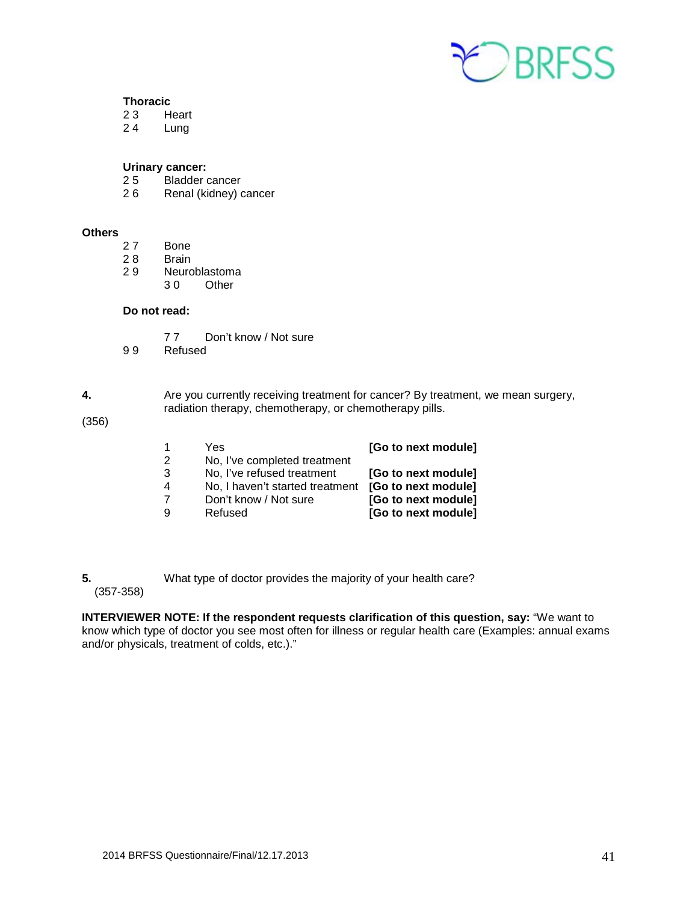**Thoracic**

2 3 Heart
2 4 Lung

**Urinary cancer:**

2 5 Bladder cancer
2 6 Renal (kidney) cancer

**Others**

2 7 Bone
2 8 Brain
2 9 Neuroblastoma
3 0 Other

**Do not read:**

7 7 Don't know / Not sure
9 9 Refused

**4.** Are you currently receiving treatment for cancer? By treatment, we mean surgery, radiation therapy, chemotherapy, or chemotherapy pills.

(356)

| | | |
|---|---|---|
| 1 | Yes | **[Go to next module]** |
| 2 | No, I've completed treatment | |
| 3 | No, I've refused treatment | **[Go to next module]** |
| 4 | No, I haven't started treatment | **[Go to next module]** |
| 7 | Don't know / Not sure | **[Go to next module]** |
| 9 | Refused | **[Go to next module]** |

**5.** What type of doctor provides the majority of your health care?

(357-358)

**INTERVIEWER NOTE: If the respondent requests clarification of this question, say:** "We want to know which type of doctor you see most often for illness or regular health care (Examples: annual exams and/or physicals, treatment of colds, etc.)."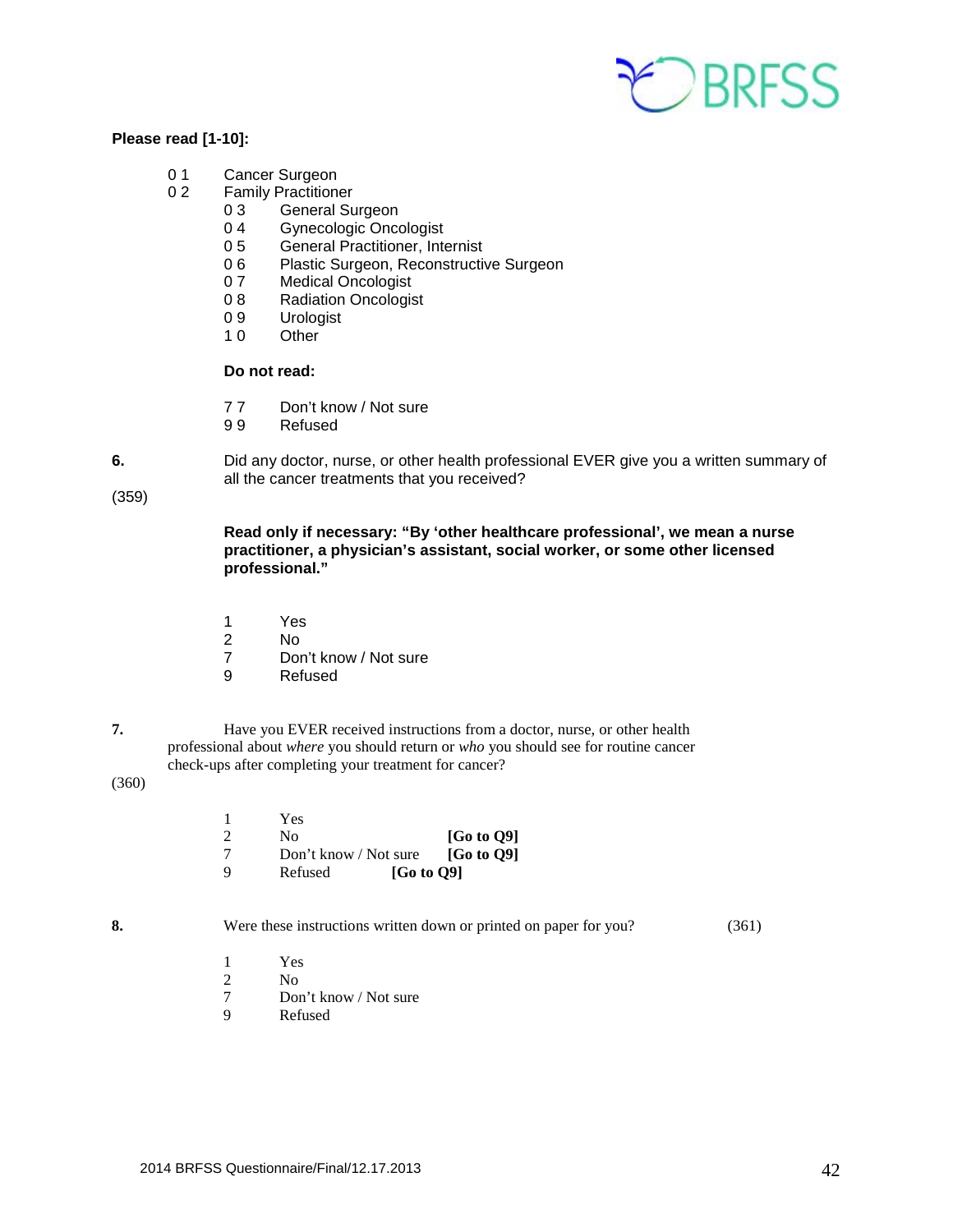**Please read [1-10]:**

01 Cancer Surgeon
02 Family Practitioner
03 General Surgeon
04 Gynecologic Oncologist
05 General Practitioner, Internist
06 Plastic Surgeon, Reconstructive Surgeon
07 Medical Oncologist
08 Radiation Oncologist
09 Urologist
10 Other

**Do not read:**

77 Don't know / Not sure
99 Refused

**6.** Did any doctor, nurse, or other health professional EVER give you a written summary of all the cancer treatments that you received?

(359)

**Read only if necessary: "By 'other healthcare professional', we mean a nurse practitioner, a physician's assistant, social worker, or some other licensed professional."**

1 Yes
2 No
7 Don't know / Not sure
9 Refused

**7.** Have you EVER received instructions from a doctor, nurse, or other health professional about *where* you should return or *who* you should see for routine cancer check-ups after completing your treatment for cancer?

(360)

1 Yes
2 No **[Go to Q9]**
7 Don't know / Not sure **[Go to Q9]**
9 Refused **[Go to Q9]**

**8.** Were these instructions written down or printed on paper for you? (361)

1 Yes
2 No
7 Don't know / Not sure
9 Refused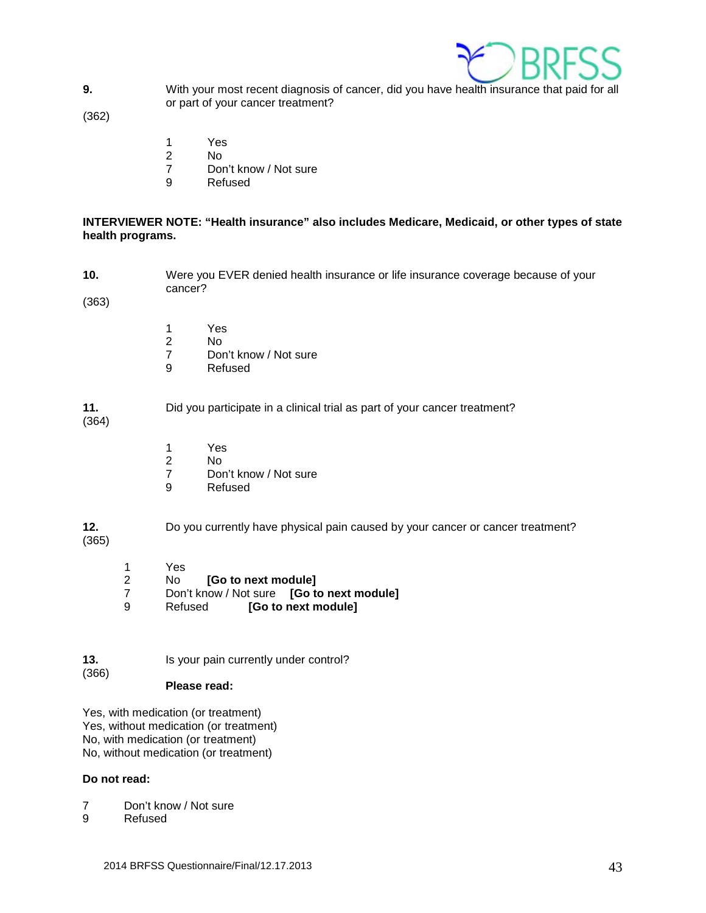**9.** With your most recent diagnosis of cancer, did you have health insurance that paid for all or part of your cancer treatment?

(362)

1 Yes
2 No
7 Don't know / Not sure
9 Refused

**INTERVIEWER NOTE: "Health insurance" also includes Medicare, Medicaid, or other types of state health programs.**

**10.** Were you EVER denied health insurance or life insurance coverage because of your cancer?

(363)

1 Yes
2 No
7 Don't know / Not sure
9 Refused

**11.** Did you participate in a clinical trial as part of your cancer treatment?

(364)

1 Yes
2 No
7 Don't know / Not sure
9 Refused

**12.** Do you currently have physical pain caused by your cancer or cancer treatment?

(365)

1 Yes
2 No **[Go to next module]**
7 Don't know / Not sure **[Go to next module]**
9 Refused **[Go to next module]**

**13.** Is your pain currently under control?

(366)

**Please read:**

Yes, with medication (or treatment)
Yes, without medication (or treatment)
No, with medication (or treatment)
No, without medication (or treatment)

**Do not read:**

7 Don't know / Not sure
9 Refused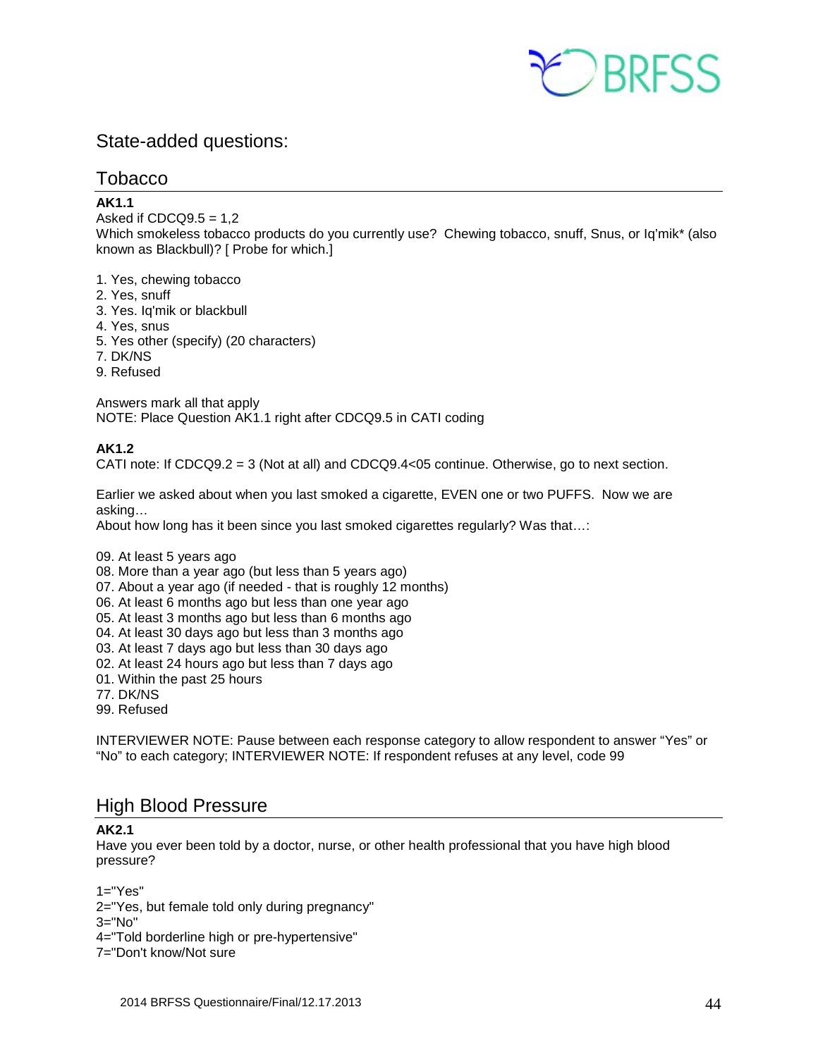## State-added questions:

## Tobacco

**AK1.1**
Asked if CDCQ9.5 = 1,2
Which smokeless tobacco products do you currently use? Chewing tobacco, snuff, Snus, or Iq'mik* (also known as Blackbull)? [ Probe for which.]

1. Yes, chewing tobacco
2. Yes, snuff
3. Yes. Iq'mik or blackbull
4. Yes, snus
5. Yes other (specify) (20 characters)
7. DK/NS
9. Refused

Answers mark all that apply
NOTE: Place Question AK1.1 right after CDCQ9.5 in CATI coding

**AK1.2**
CATI note: If CDCQ9.2 = 3 (Not at all) and CDCQ9.4<05 continue. Otherwise, go to next section.

Earlier we asked about when you last smoked a cigarette, EVEN one or two PUFFS. Now we are asking…
About how long has it been since you last smoked cigarettes regularly? Was that…:

09. At least 5 years ago
08. More than a year ago (but less than 5 years ago)
07. About a year ago (if needed - that is roughly 12 months)
06. At least 6 months ago but less than one year ago
05. At least 3 months ago but less than 6 months ago
04. At least 30 days ago but less than 3 months ago
03. At least 7 days ago but less than 30 days ago
02. At least 24 hours ago but less than 7 days ago
01. Within the past 25 hours
77. DK/NS
99. Refused

INTERVIEWER NOTE: Pause between each response category to allow respondent to answer “Yes” or “No” to each category; INTERVIEWER NOTE: If respondent refuses at any level, code 99

## High Blood Pressure

**AK2.1**
Have you ever been told by a doctor, nurse, or other health professional that you have high blood pressure?

1="Yes"
2="Yes, but female told only during pregnancy"
3="No"
4="Told borderline high or pre-hypertensive"
7="Don't know/Not sure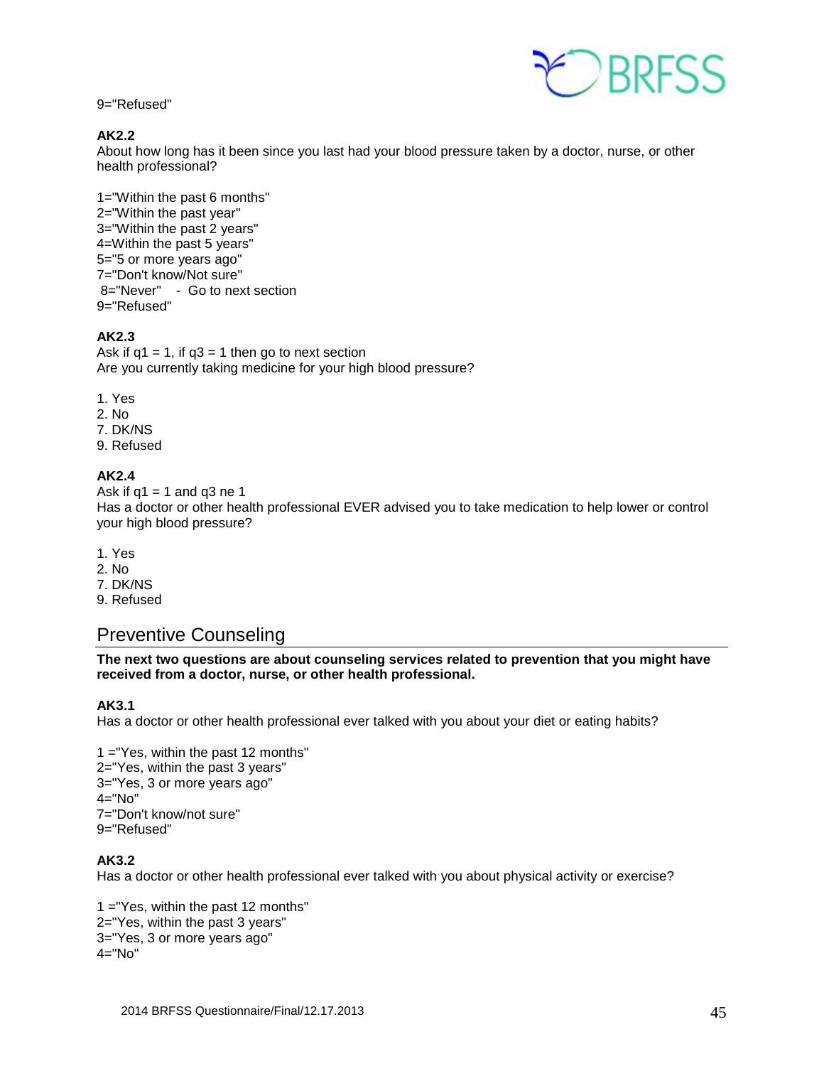9="Refused"

**AK2.2**
About how long has it been since you last had your blood pressure taken by a doctor, nurse, or other health professional?

1="Within the past 6 months"
2="Within the past year"
3="Within the past 2 years"
4=Within the past 5 years"
5="5 or more years ago"
7="Don't know/Not sure"
8="Never" - Go to next section
9="Refused"

**AK2.3**
Ask if q1 = 1, if q3 = 1 then go to next section
Are you currently taking medicine for your high blood pressure?

1. Yes
2. No
7. DK/NS
9. Refused

**AK2.4**
Ask if q1 = 1 and q3 ne 1
Has a doctor or other health professional EVER advised you to take medication to help lower or control your high blood pressure?

1. Yes
2. No
7. DK/NS
9. Refused

## Preventive Counseling

**The next two questions are about counseling services related to prevention that you might have received from a doctor, nurse, or other health professional.**

**AK3.1**
Has a doctor or other health professional ever talked with you about your diet or eating habits?

1 ="Yes, within the past 12 months"
2="Yes, within the past 3 years"
3="Yes, 3 or more years ago"
4="No"
7="Don't know/not sure"
9="Refused"

**AK3.2**
Has a doctor or other health professional ever talked with you about physical activity or exercise?

1 ="Yes, within the past 12 months"
2="Yes, within the past 3 years"
3="Yes, 3 or more years ago"
4="No"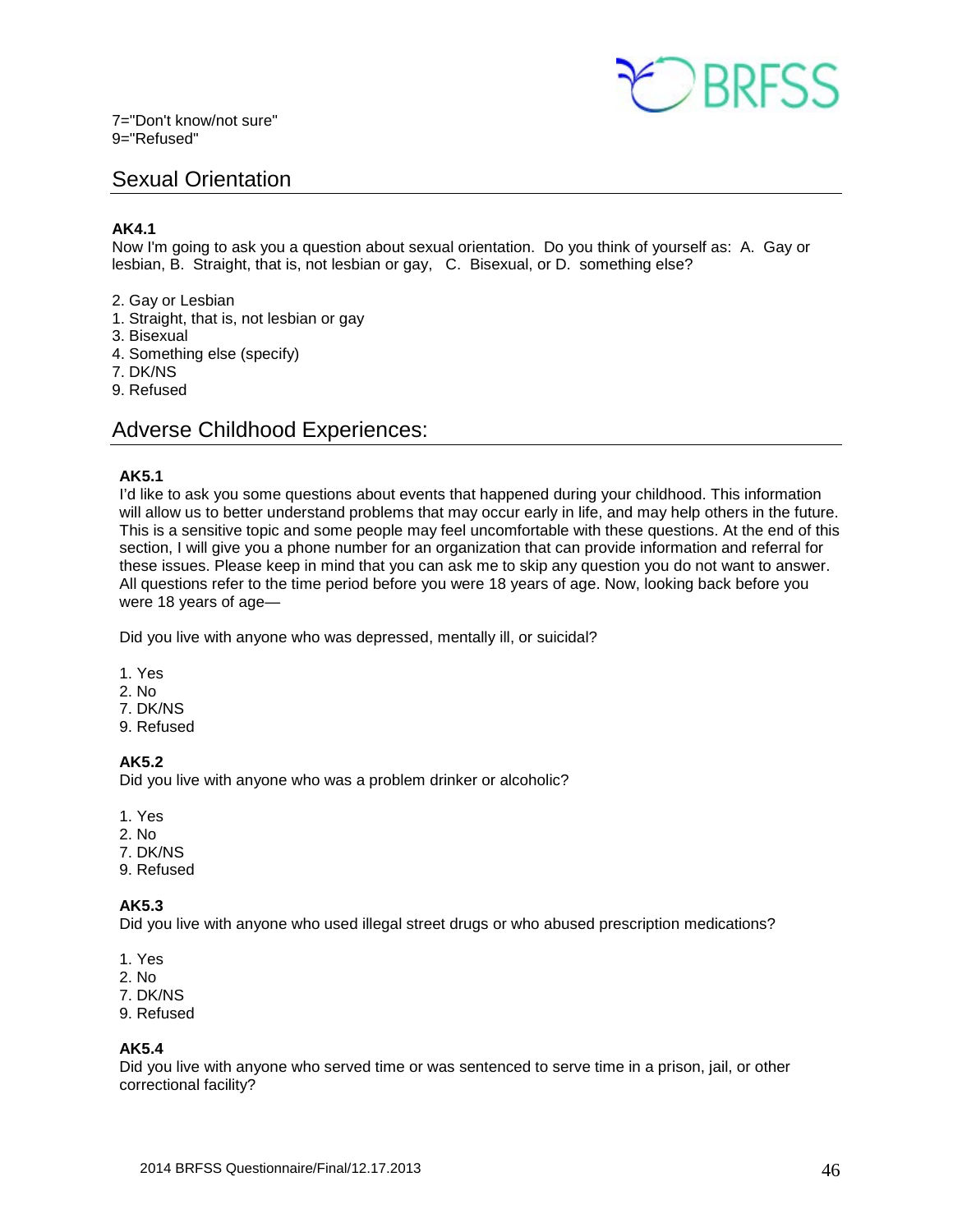7="Don't know/not sure"
9="Refused"

## Sexual Orientation

**AK4.1**
Now I'm going to ask you a question about sexual orientation. Do you think of yourself as: A. Gay or lesbian, B. Straight, that is, not lesbian or gay, C. Bisexual, or D. something else?

2. Gay or Lesbian
1. Straight, that is, not lesbian or gay
3. Bisexual
4. Something else (specify)
7. DK/NS
9. Refused

## Adverse Childhood Experiences:

**AK5.1**
I'd like to ask you some questions about events that happened during your childhood. This information will allow us to better understand problems that may occur early in life, and may help others in the future. This is a sensitive topic and some people may feel uncomfortable with these questions. At the end of this section, I will give you a phone number for an organization that can provide information and referral for these issues. Please keep in mind that you can ask me to skip any question you do not want to answer. All questions refer to the time period before you were 18 years of age. Now, looking back before you were 18 years of age—

Did you live with anyone who was depressed, mentally ill, or suicidal?

1. Yes
2. No
7. DK/NS
9. Refused

**AK5.2**
Did you live with anyone who was a problem drinker or alcoholic?

1. Yes
2. No
7. DK/NS
9. Refused

**AK5.3**
Did you live with anyone who used illegal street drugs or who abused prescription medications?

1. Yes
2. No
7. DK/NS
9. Refused

**AK5.4**
Did you live with anyone who served time or was sentenced to serve time in a prison, jail, or other correctional facility?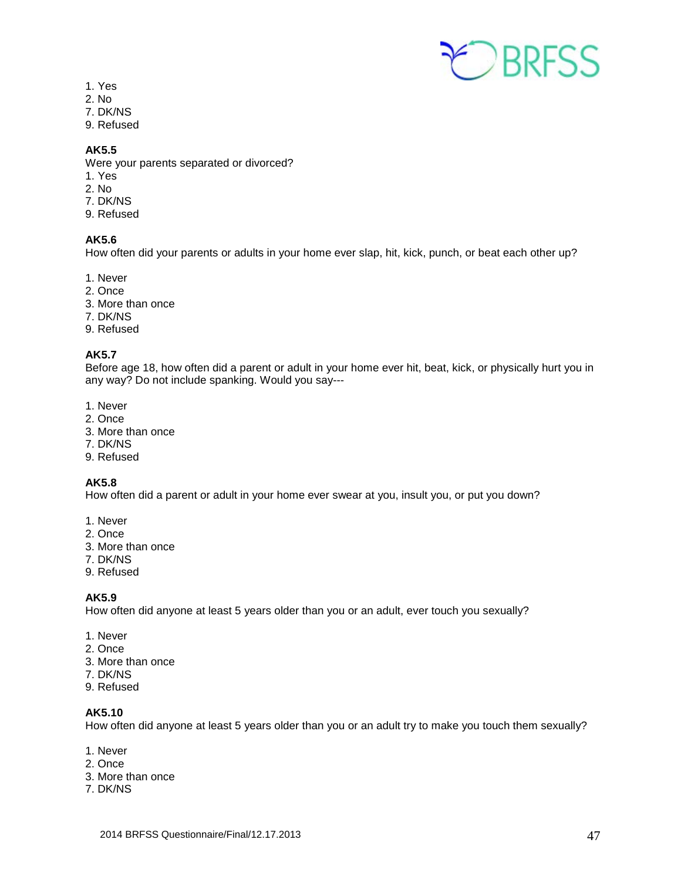1. Yes
2. No
7. DK/NS
9. Refused

**AK5.5**
Were your parents separated or divorced?
1. Yes
2. No
7. DK/NS
9. Refused

**AK5.6**
How often did your parents or adults in your home ever slap, hit, kick, punch, or beat each other up?

1. Never
2. Once
3. More than once
7. DK/NS
9. Refused

**AK5.7**
Before age 18, how often did a parent or adult in your home ever hit, beat, kick, or physically hurt you in any way? Do not include spanking. Would you say---

1. Never
2. Once
3. More than once
7. DK/NS
9. Refused

**AK5.8**
How often did a parent or adult in your home ever swear at you, insult you, or put you down?

1. Never
2. Once
3. More than once
7. DK/NS
9. Refused

**AK5.9**
How often did anyone at least 5 years older than you or an adult, ever touch you sexually?

1. Never
2. Once
3. More than once
7. DK/NS
9. Refused

**AK5.10**
How often did anyone at least 5 years older than you or an adult try to make you touch them sexually?

1. Never
2. Once
3. More than once
7. DK/NS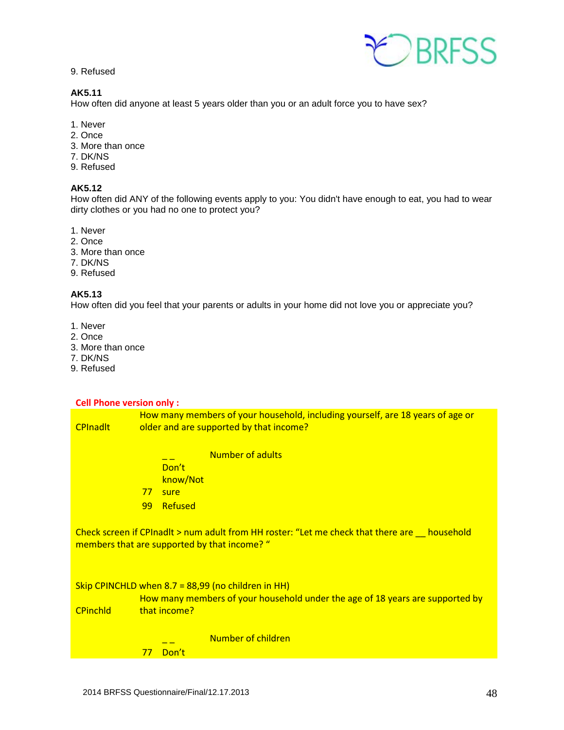9. Refused

**AK5.11**
How often did anyone at least 5 years older than you or an adult force you to have sex?

1. Never
2. Once
3. More than once
7. DK/NS
9. Refused

**AK5.12**
How often did ANY of the following events apply to you: You didn't have enough to eat, you had to wear dirty clothes or you had no one to protect you?

1. Never
2. Once
3. More than once
7. DK/NS
9. Refused

**AK5.13**
How often did you feel that your parents or adults in your home did not love you or appreciate you?

1. Never
2. Once
3. More than once
7. DK/NS
9. Refused

**Cell Phone version only :**

CPInadlt — How many members of your household, including yourself, are 18 years of age or older and are supported by that income?

_ _ Number of adults
77 Don't know/Not sure
99 Refused

Check screen if CPInadlt > num adult from HH roster: "Let me check that there are __ household members that are supported by that income? "

Skip CPINCHLD when 8.7 = 88,99 (no children in HH)

CPinchld — How many members of your household under the age of 18 years are supported by that income?

_ _ Number of children
77 Don't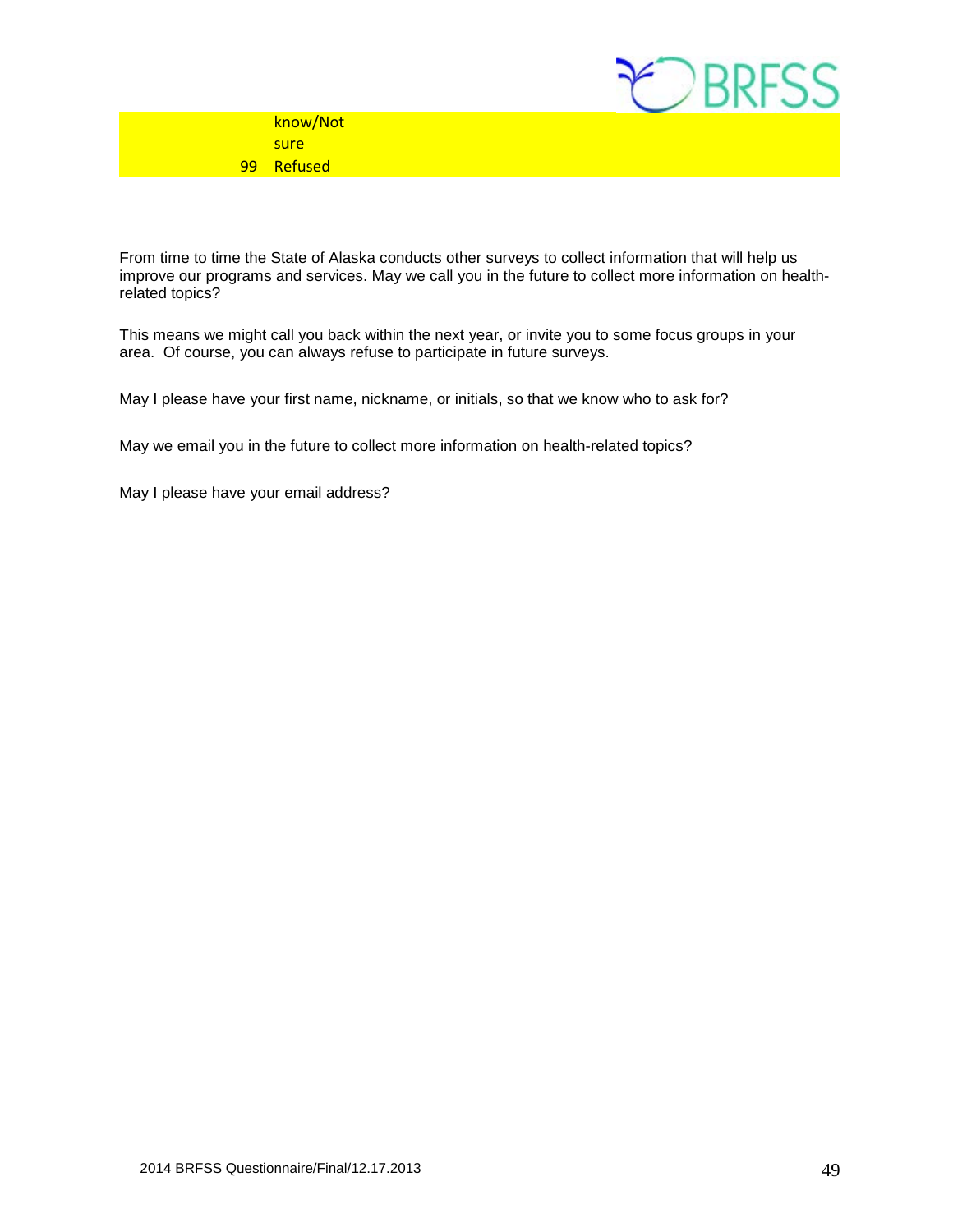| | |
|---|---|
| | know/Not sure |
| 99 | Refused |

From time to time the State of Alaska conducts other surveys to collect information that will help us improve our programs and services. May we call you in the future to collect more information on health-related topics?

This means we might call you back within the next year, or invite you to some focus groups in your area. Of course, you can always refuse to participate in future surveys.

May I please have your first name, nickname, or initials, so that we know who to ask for?

May we email you in the future to collect more information on health-related topics?

May I please have your email address?